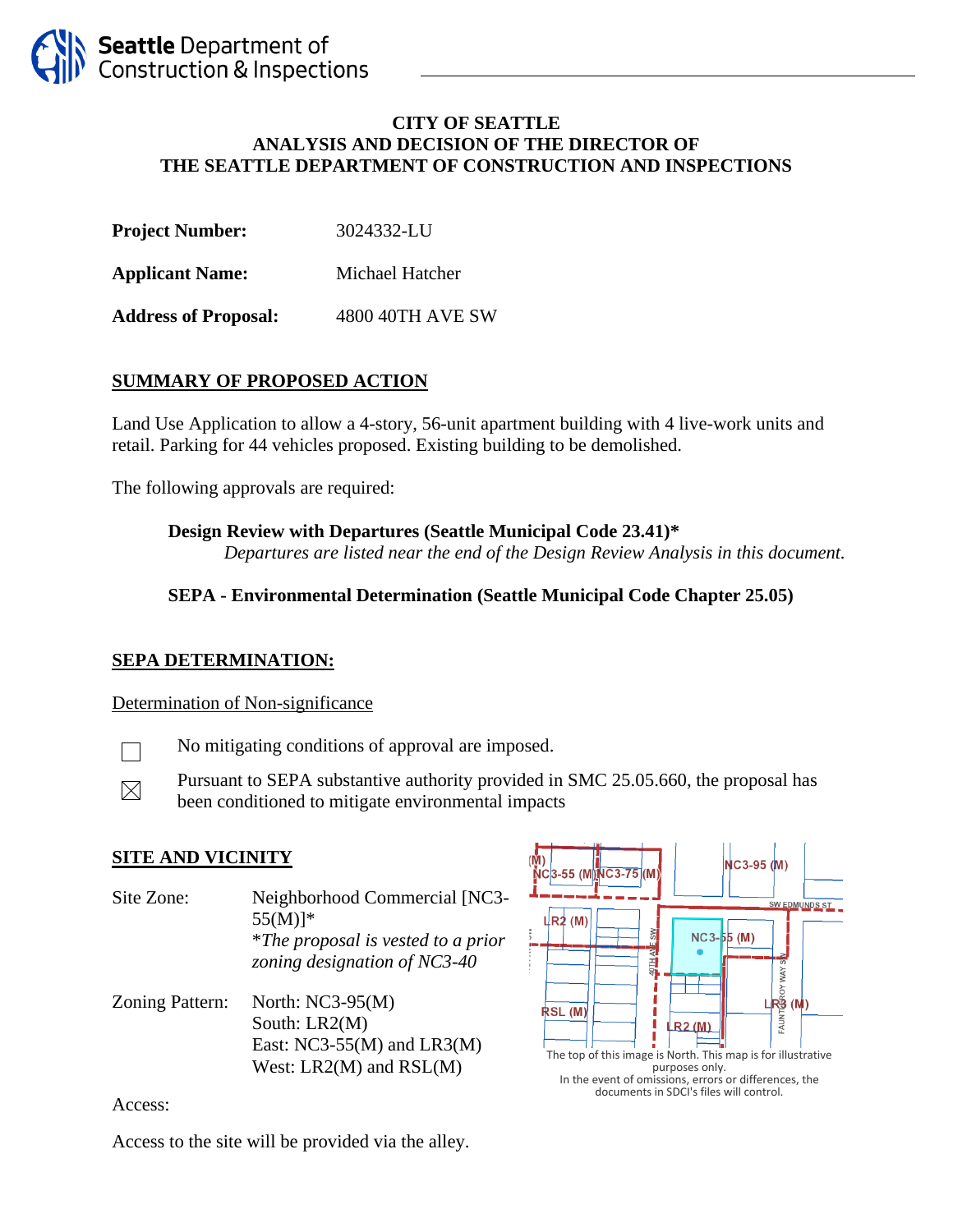Seattle Department of Construction & Inspections

**CITY OF SEATTLE**
**ANALYSIS AND DECISION OF THE DIRECTOR OF**
**THE SEATTLE DEPARTMENT OF CONSTRUCTION AND INSPECTIONS**

**Project Number:** 3024332-LU

**Applicant Name:** Michael Hatcher

**Address of Proposal:** 4800 40TH AVE SW

## SUMMARY OF PROPOSED ACTION

Land Use Application to allow a 4-story, 56-unit apartment building with 4 live-work units and retail. Parking for 44 vehicles proposed. Existing building to be demolished.

The following approvals are required:

**Design Review with Departures (Seattle Municipal Code 23.41)***
*Departures are listed near the end of the Design Review Analysis in this document.*

**SEPA - Environmental Determination (Seattle Municipal Code Chapter 25.05)**

## SEPA DETERMINATION:

Determination of Non-significance

☐ No mitigating conditions of approval are imposed.

☒ Pursuant to SEPA substantive authority provided in SMC 25.05.660, the proposal has been conditioned to mitigate environmental impacts

## SITE AND VICINITY

Site Zone: Neighborhood Commercial [NC3-55(M)]*
*The proposal is vested to a prior zoning designation of NC3-40*

Zoning Pattern:
North: NC3-95(M)
South: LR2(M)
East: NC3-55(M) and LR3(M)
West: LR2(M) and RSL(M)

The top of this image is North. This map is for illustrative purposes only. In the event of omissions, errors or differences, the documents in SDCI's files will control.

Access:

Access to the site will be provided via the alley.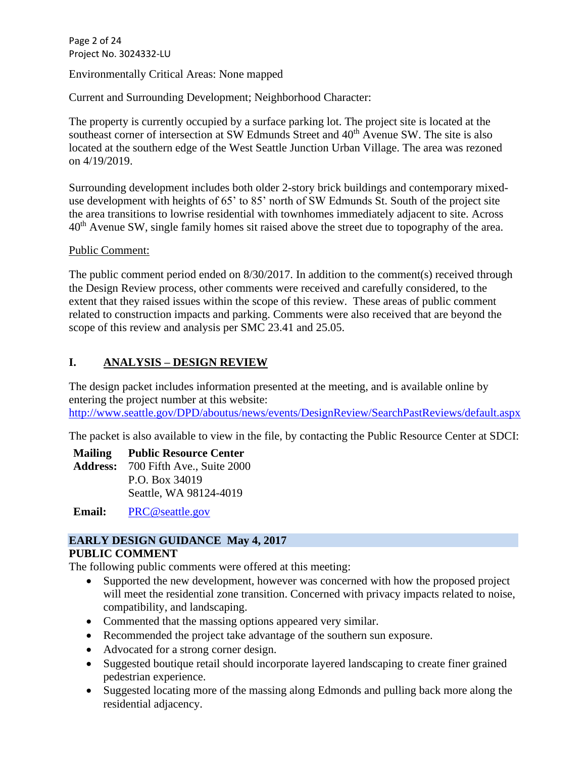Environmentally Critical Areas: None mapped

Current and Surrounding Development; Neighborhood Character:

The property is currently occupied by a surface parking lot. The project site is located at the southeast corner of intersection at SW Edmunds Street and 40th Avenue SW. The site is also located at the southern edge of the West Seattle Junction Urban Village. The area was rezoned on 4/19/2019.

Surrounding development includes both older 2-story brick buildings and contemporary mixed-use development with heights of 65' to 85' north of SW Edmunds St. South of the project site the area transitions to lowrise residential with townhomes immediately adjacent to site. Across 40th Avenue SW, single family homes sit raised above the street due to topography of the area.

Public Comment:

The public comment period ended on 8/30/2017. In addition to the comment(s) received through the Design Review process, other comments were received and carefully considered, to the extent that they raised issues within the scope of this review. These areas of public comment related to construction impacts and parking. Comments were also received that are beyond the scope of this review and analysis per SMC 23.41 and 25.05.

## I. ANALYSIS – DESIGN REVIEW

The design packet includes information presented at the meeting, and is available online by entering the project number at this website:
http://www.seattle.gov/DPD/aboutus/news/events/DesignReview/SearchPastReviews/default.aspx

The packet is also available to view in the file, by contacting the Public Resource Center at SDCI:

**Mailing Address:** **Public Resource Center**
700 Fifth Ave., Suite 2000
P.O. Box 34019
Seattle, WA 98124-4019

**Email:** PRC@seattle.gov

### EARLY DESIGN GUIDANCE May 4, 2017

**PUBLIC COMMENT**

The following public comments were offered at this meeting:

- Supported the new development, however was concerned with how the proposed project will meet the residential zone transition. Concerned with privacy impacts related to noise, compatibility, and landscaping.
- Commented that the massing options appeared very similar.
- Recommended the project take advantage of the southern sun exposure.
- Advocated for a strong corner design.
- Suggested boutique retail should incorporate layered landscaping to create finer grained pedestrian experience.
- Suggested locating more of the massing along Edmonds and pulling back more along the residential adjacency.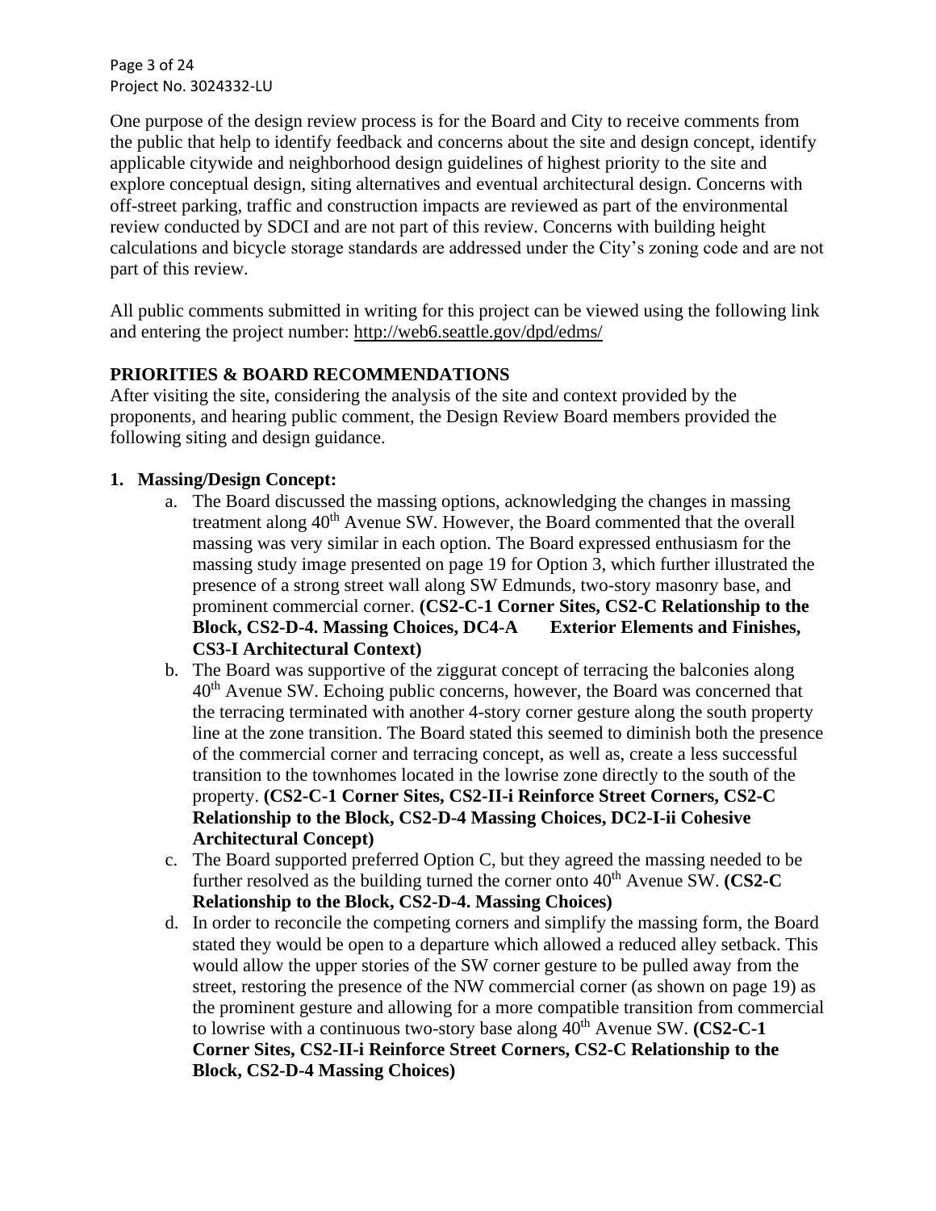One purpose of the design review process is for the Board and City to receive comments from the public that help to identify feedback and concerns about the site and design concept, identify applicable citywide and neighborhood design guidelines of highest priority to the site and explore conceptual design, siting alternatives and eventual architectural design. Concerns with off-street parking, traffic and construction impacts are reviewed as part of the environmental review conducted by SDCI and are not part of this review. Concerns with building height calculations and bicycle storage standards are addressed under the City's zoning code and are not part of this review.

All public comments submitted in writing for this project can be viewed using the following link and entering the project number: http://web6.seattle.gov/dpd/edms/

## PRIORITIES & BOARD RECOMMENDATIONS

After visiting the site, considering the analysis of the site and context provided by the proponents, and hearing public comment, the Design Review Board members provided the following siting and design guidance.

1. **Massing/Design Concept:**
   a. The Board discussed the massing options, acknowledging the changes in massing treatment along 40th Avenue SW. However, the Board commented that the overall massing was very similar in each option. The Board expressed enthusiasm for the massing study image presented on page 19 for Option 3, which further illustrated the presence of a strong street wall along SW Edmunds, two-story masonry base, and prominent commercial corner. **(CS2-C-1 Corner Sites, CS2-C Relationship to the Block, CS2-D-4. Massing Choices, DC4-A Exterior Elements and Finishes, CS3-I Architectural Context)**
   b. The Board was supportive of the ziggurat concept of terracing the balconies along 40th Avenue SW. Echoing public concerns, however, the Board was concerned that the terracing terminated with another 4-story corner gesture along the south property line at the zone transition. The Board stated this seemed to diminish both the presence of the commercial corner and terracing concept, as well as, create a less successful transition to the townhomes located in the lowrise zone directly to the south of the property. **(CS2-C-1 Corner Sites, CS2-II-i Reinforce Street Corners, CS2-C Relationship to the Block, CS2-D-4 Massing Choices, DC2-I-ii Cohesive Architectural Concept)**
   c. The Board supported preferred Option C, but they agreed the massing needed to be further resolved as the building turned the corner onto 40th Avenue SW. **(CS2-C Relationship to the Block, CS2-D-4. Massing Choices)**
   d. In order to reconcile the competing corners and simplify the massing form, the Board stated they would be open to a departure which allowed a reduced alley setback. This would allow the upper stories of the SW corner gesture to be pulled away from the street, restoring the presence of the NW commercial corner (as shown on page 19) as the prominent gesture and allowing for a more compatible transition from commercial to lowrise with a continuous two-story base along 40th Avenue SW. **(CS2-C-1 Corner Sites, CS2-II-i Reinforce Street Corners, CS2-C Relationship to the Block, CS2-D-4 Massing Choices)**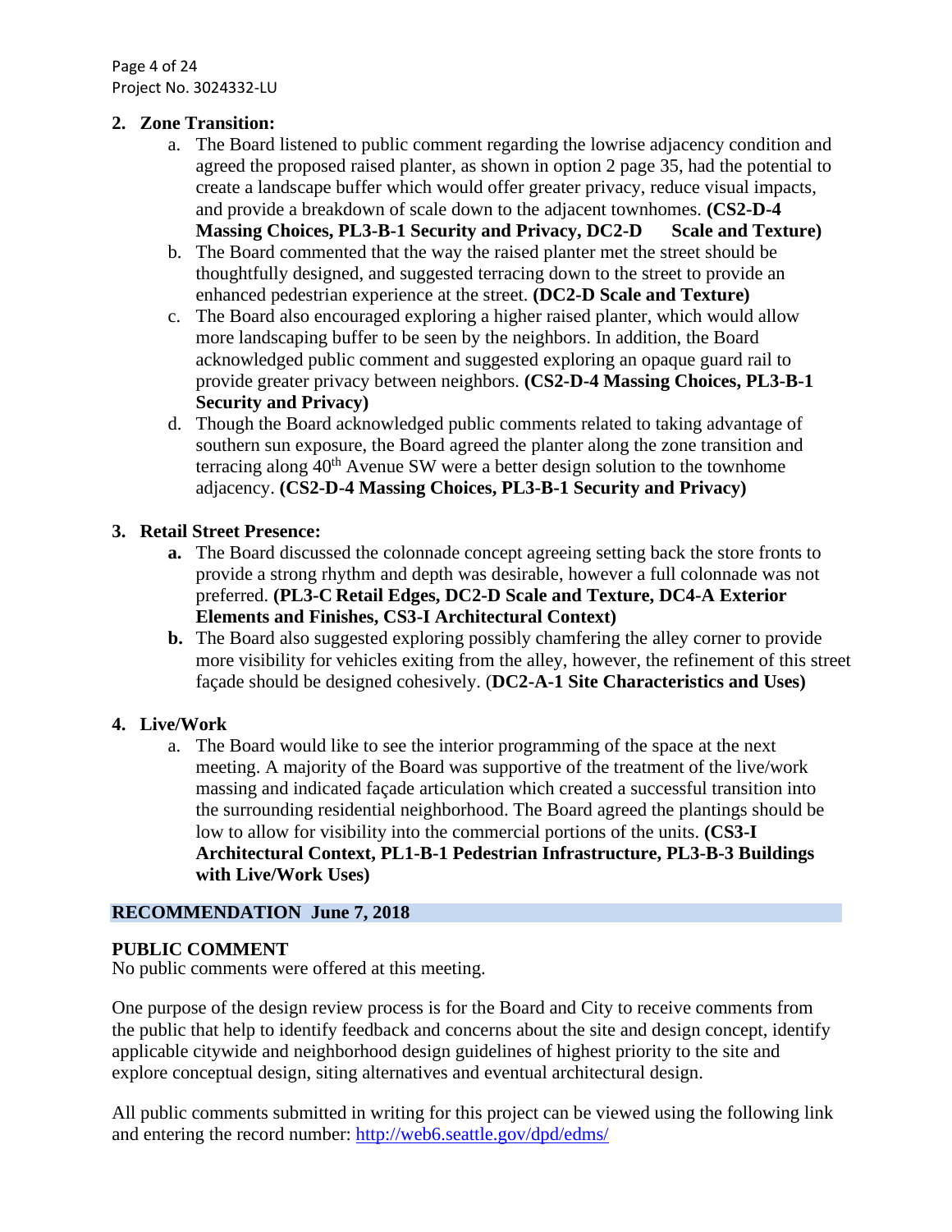2. **Zone Transition:**
    a. The Board listened to public comment regarding the lowrise adjacency condition and agreed the proposed raised planter, as shown in option 2 page 35, had the potential to create a landscape buffer which would offer greater privacy, reduce visual impacts, and provide a breakdown of scale down to the adjacent townhomes. **(CS2-D-4 Massing Choices, PL3-B-1 Security and Privacy, DC2-D Scale and Texture)**
    b. The Board commented that the way the raised planter met the street should be thoughtfully designed, and suggested terracing down to the street to provide an enhanced pedestrian experience at the street. **(DC2-D Scale and Texture)**
    c. The Board also encouraged exploring a higher raised planter, which would allow more landscaping buffer to be seen by the neighbors. In addition, the Board acknowledged public comment and suggested exploring an opaque guard rail to provide greater privacy between neighbors. **(CS2-D-4 Massing Choices, PL3-B-1 Security and Privacy)**
    d. Though the Board acknowledged public comments related to taking advantage of southern sun exposure, the Board agreed the planter along the zone transition and terracing along 40th Avenue SW were a better design solution to the townhome adjacency. **(CS2-D-4 Massing Choices, PL3-B-1 Security and Privacy)**

3. **Retail Street Presence:**
    **a.** The Board discussed the colonnade concept agreeing setting back the store fronts to provide a strong rhythm and depth was desirable, however a full colonnade was not preferred. **(PL3-C Retail Edges, DC2-D Scale and Texture, DC4-A Exterior Elements and Finishes, CS3-I Architectural Context)**
    **b.** The Board also suggested exploring possibly chamfering the alley corner to provide more visibility for vehicles exiting from the alley, however, the refinement of this street façade should be designed cohesively. (**DC2-A-1 Site Characteristics and Uses)**

4. **Live/Work**
    a. The Board would like to see the interior programming of the space at the next meeting. A majority of the Board was supportive of the treatment of the live/work massing and indicated façade articulation which created a successful transition into the surrounding residential neighborhood. The Board agreed the plantings should be low to allow for visibility into the commercial portions of the units. **(CS3-I Architectural Context, PL1-B-1 Pedestrian Infrastructure, PL3-B-3 Buildings with Live/Work Uses)**

## RECOMMENDATION June 7, 2018

**PUBLIC COMMENT**
No public comments were offered at this meeting.

One purpose of the design review process is for the Board and City to receive comments from the public that help to identify feedback and concerns about the site and design concept, identify applicable citywide and neighborhood design guidelines of highest priority to the site and explore conceptual design, siting alternatives and eventual architectural design.

All public comments submitted in writing for this project can be viewed using the following link and entering the record number: http://web6.seattle.gov/dpd/edms/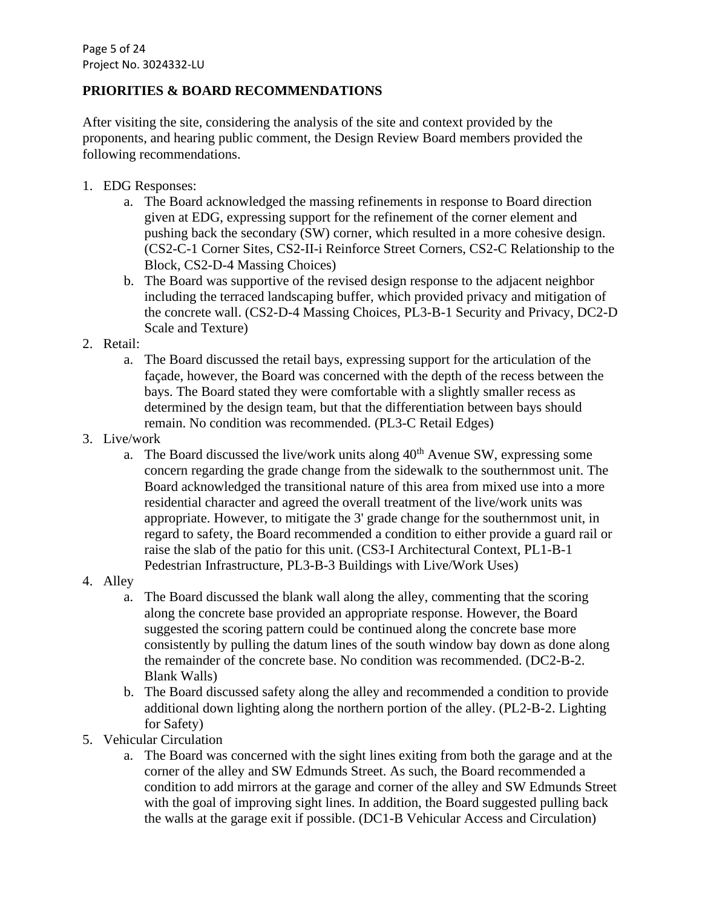**PRIORITIES & BOARD RECOMMENDATIONS**

After visiting the site, considering the analysis of the site and context provided by the proponents, and hearing public comment, the Design Review Board members provided the following recommendations.

1. EDG Responses:
    a. The Board acknowledged the massing refinements in response to Board direction given at EDG, expressing support for the refinement of the corner element and pushing back the secondary (SW) corner, which resulted in a more cohesive design. (CS2-C-1 Corner Sites, CS2-II-i Reinforce Street Corners, CS2-C Relationship to the Block, CS2-D-4 Massing Choices)
    b. The Board was supportive of the revised design response to the adjacent neighbor including the terraced landscaping buffer, which provided privacy and mitigation of the concrete wall. (CS2-D-4 Massing Choices, PL3-B-1 Security and Privacy, DC2-D Scale and Texture)
2. Retail:
    a. The Board discussed the retail bays, expressing support for the articulation of the façade, however, the Board was concerned with the depth of the recess between the bays. The Board stated they were comfortable with a slightly smaller recess as determined by the design team, but that the differentiation between bays should remain. No condition was recommended. (PL3-C Retail Edges)
3. Live/work
    a. The Board discussed the live/work units along 40th Avenue SW, expressing some concern regarding the grade change from the sidewalk to the southernmost unit. The Board acknowledged the transitional nature of this area from mixed use into a more residential character and agreed the overall treatment of the live/work units was appropriate. However, to mitigate the 3' grade change for the southernmost unit, in regard to safety, the Board recommended a condition to either provide a guard rail or raise the slab of the patio for this unit. (CS3-I Architectural Context, PL1-B-1 Pedestrian Infrastructure, PL3-B-3 Buildings with Live/Work Uses)
4. Alley
    a. The Board discussed the blank wall along the alley, commenting that the scoring along the concrete base provided an appropriate response. However, the Board suggested the scoring pattern could be continued along the concrete base more consistently by pulling the datum lines of the south window bay down as done along the remainder of the concrete base. No condition was recommended. (DC2-B-2. Blank Walls)
    b. The Board discussed safety along the alley and recommended a condition to provide additional down lighting along the northern portion of the alley. (PL2-B-2. Lighting for Safety)
5. Vehicular Circulation
    a. The Board was concerned with the sight lines exiting from both the garage and at the corner of the alley and SW Edmunds Street. As such, the Board recommended a condition to add mirrors at the garage and corner of the alley and SW Edmunds Street with the goal of improving sight lines. In addition, the Board suggested pulling back the walls at the garage exit if possible. (DC1-B Vehicular Access and Circulation)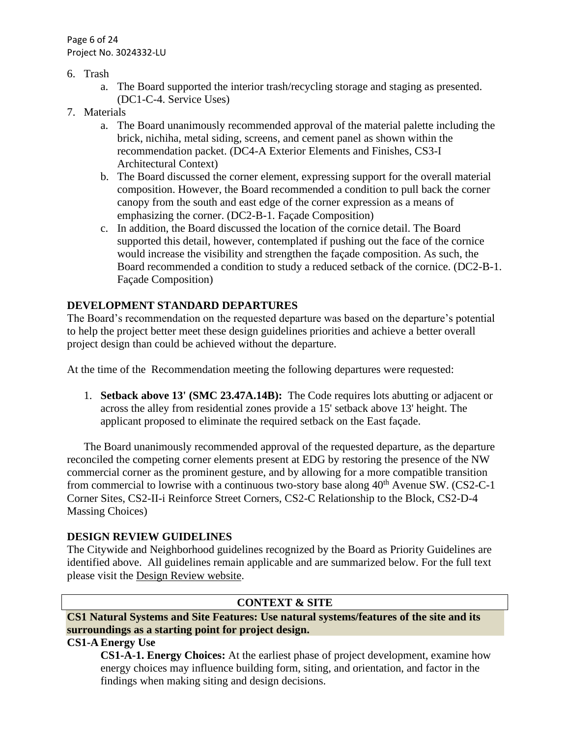6. Trash
    a. The Board supported the interior trash/recycling storage and staging as presented. (DC1-C-4. Service Uses)
7. Materials
    a. The Board unanimously recommended approval of the material palette including the brick, nichiha, metal siding, screens, and cement panel as shown within the recommendation packet. (DC4-A Exterior Elements and Finishes, CS3-I Architectural Context)
    b. The Board discussed the corner element, expressing support for the overall material composition. However, the Board recommended a condition to pull back the corner canopy from the south and east edge of the corner expression as a means of emphasizing the corner. (DC2-B-1. Façade Composition)
    c. In addition, the Board discussed the location of the cornice detail. The Board supported this detail, however, contemplated if pushing out the face of the cornice would increase the visibility and strengthen the façade composition. As such, the Board recommended a condition to study a reduced setback of the cornice. (DC2-B-1. Façade Composition)

## DEVELOPMENT STANDARD DEPARTURES

The Board's recommendation on the requested departure was based on the departure's potential to help the project better meet these design guidelines priorities and achieve a better overall project design than could be achieved without the departure.

At the time of the Recommendation meeting the following departures were requested:

1. **Setback above 13' (SMC 23.47A.14B):** The Code requires lots abutting or adjacent or across the alley from residential zones provide a 15' setback above 13' height. The applicant proposed to eliminate the required setback on the East façade.

The Board unanimously recommended approval of the requested departure, as the departure reconciled the competing corner elements present at EDG by restoring the presence of the NW commercial corner as the prominent gesture, and by allowing for a more compatible transition from commercial to lowrise with a continuous two-story base along 40th Avenue SW. (CS2-C-1 Corner Sites, CS2-II-i Reinforce Street Corners, CS2-C Relationship to the Block, CS2-D-4 Massing Choices)

## DESIGN REVIEW GUIDELINES

The Citywide and Neighborhood guidelines recognized by the Board as Priority Guidelines are identified above. All guidelines remain applicable and are summarized below. For the full text please visit the Design Review website.

### CONTEXT & SITE

**CS1 Natural Systems and Site Features: Use natural systems/features of the site and its surroundings as a starting point for project design.**

**CS1-A Energy Use**

**CS1-A-1. Energy Choices:** At the earliest phase of project development, examine how energy choices may influence building form, siting, and orientation, and factor in the findings when making siting and design decisions.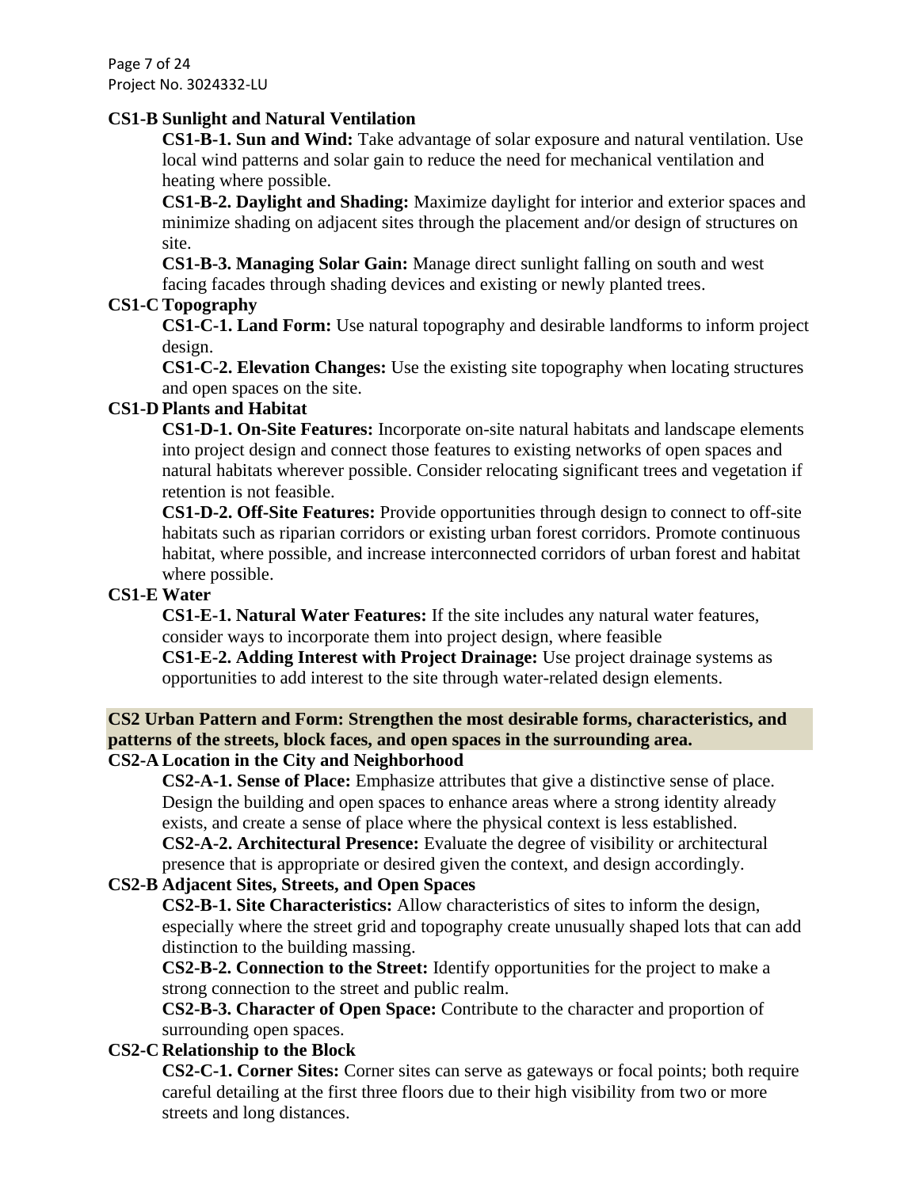### CS1-B Sunlight and Natural Ventilation

**CS1-B-1. Sun and Wind:** Take advantage of solar exposure and natural ventilation. Use local wind patterns and solar gain to reduce the need for mechanical ventilation and heating where possible.

**CS1-B-2. Daylight and Shading:** Maximize daylight for interior and exterior spaces and minimize shading on adjacent sites through the placement and/or design of structures on site.

**CS1-B-3. Managing Solar Gain:** Manage direct sunlight falling on south and west facing facades through shading devices and existing or newly planted trees.

### CS1-C Topography

**CS1-C-1. Land Form:** Use natural topography and desirable landforms to inform project design.

**CS1-C-2. Elevation Changes:** Use the existing site topography when locating structures and open spaces on the site.

### CS1-D Plants and Habitat

**CS1-D-1. On-Site Features:** Incorporate on-site natural habitats and landscape elements into project design and connect those features to existing networks of open spaces and natural habitats wherever possible. Consider relocating significant trees and vegetation if retention is not feasible.

**CS1-D-2. Off-Site Features:** Provide opportunities through design to connect to off-site habitats such as riparian corridors or existing urban forest corridors. Promote continuous habitat, where possible, and increase interconnected corridors of urban forest and habitat where possible.

### CS1-E Water

**CS1-E-1. Natural Water Features:** If the site includes any natural water features, consider ways to incorporate them into project design, where feasible

**CS1-E-2. Adding Interest with Project Drainage:** Use project drainage systems as opportunities to add interest to the site through water-related design elements.

## CS2 Urban Pattern and Form: Strengthen the most desirable forms, characteristics, and patterns of the streets, block faces, and open spaces in the surrounding area.

### CS2-A Location in the City and Neighborhood

**CS2-A-1. Sense of Place:** Emphasize attributes that give a distinctive sense of place. Design the building and open spaces to enhance areas where a strong identity already exists, and create a sense of place where the physical context is less established.

**CS2-A-2. Architectural Presence:** Evaluate the degree of visibility or architectural presence that is appropriate or desired given the context, and design accordingly.

### CS2-B Adjacent Sites, Streets, and Open Spaces

**CS2-B-1. Site Characteristics:** Allow characteristics of sites to inform the design, especially where the street grid and topography create unusually shaped lots that can add distinction to the building massing.

**CS2-B-2. Connection to the Street:** Identify opportunities for the project to make a strong connection to the street and public realm.

**CS2-B-3. Character of Open Space:** Contribute to the character and proportion of surrounding open spaces.

### CS2-C Relationship to the Block

**CS2-C-1. Corner Sites:** Corner sites can serve as gateways or focal points; both require careful detailing at the first three floors due to their high visibility from two or more streets and long distances.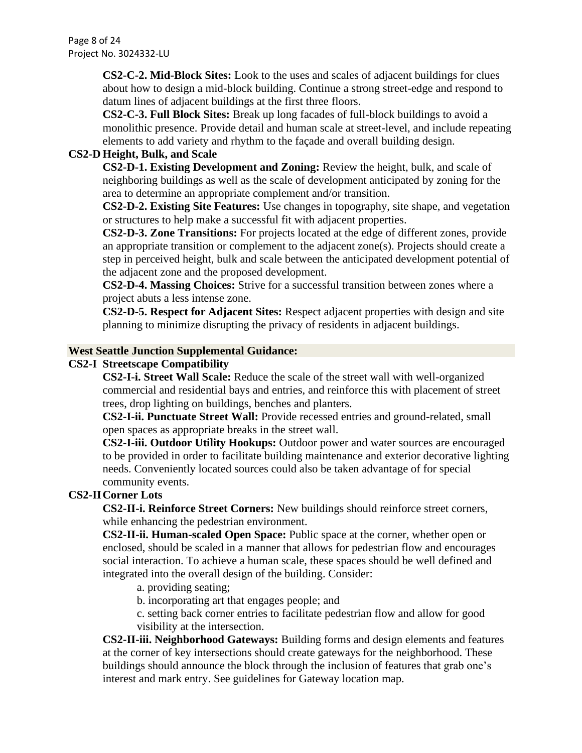**CS2-C-2. Mid-Block Sites:** Look to the uses and scales of adjacent buildings for clues about how to design a mid-block building. Continue a strong street-edge and respond to datum lines of adjacent buildings at the first three floors.

**CS2-C-3. Full Block Sites:** Break up long facades of full-block buildings to avoid a monolithic presence. Provide detail and human scale at street-level, and include repeating elements to add variety and rhythm to the façade and overall building design.

**CS2-D Height, Bulk, and Scale**

**CS2-D-1. Existing Development and Zoning:** Review the height, bulk, and scale of neighboring buildings as well as the scale of development anticipated by zoning for the area to determine an appropriate complement and/or transition.

**CS2-D-2. Existing Site Features:** Use changes in topography, site shape, and vegetation or structures to help make a successful fit with adjacent properties.

**CS2-D-3. Zone Transitions:** For projects located at the edge of different zones, provide an appropriate transition or complement to the adjacent zone(s). Projects should create a step in perceived height, bulk and scale between the anticipated development potential of the adjacent zone and the proposed development.

**CS2-D-4. Massing Choices:** Strive for a successful transition between zones where a project abuts a less intense zone.

**CS2-D-5. Respect for Adjacent Sites:** Respect adjacent properties with design and site planning to minimize disrupting the privacy of residents in adjacent buildings.

**West Seattle Junction Supplemental Guidance:**

**CS2-I Streetscape Compatibility**

**CS2-I-i. Street Wall Scale:** Reduce the scale of the street wall with well-organized commercial and residential bays and entries, and reinforce this with placement of street trees, drop lighting on buildings, benches and planters.

**CS2-I-ii. Punctuate Street Wall:** Provide recessed entries and ground-related, small open spaces as appropriate breaks in the street wall.

**CS2-I-iii. Outdoor Utility Hookups:** Outdoor power and water sources are encouraged to be provided in order to facilitate building maintenance and exterior decorative lighting needs. Conveniently located sources could also be taken advantage of for special community events.

**CS2-II Corner Lots**

**CS2-II-i. Reinforce Street Corners:** New buildings should reinforce street corners, while enhancing the pedestrian environment.

**CS2-II-ii. Human-scaled Open Space:** Public space at the corner, whether open or enclosed, should be scaled in a manner that allows for pedestrian flow and encourages social interaction. To achieve a human scale, these spaces should be well defined and integrated into the overall design of the building. Consider:

a. providing seating;

b. incorporating art that engages people; and

c. setting back corner entries to facilitate pedestrian flow and allow for good visibility at the intersection.

**CS2-II-iii. Neighborhood Gateways:** Building forms and design elements and features at the corner of key intersections should create gateways for the neighborhood. These buildings should announce the block through the inclusion of features that grab one's interest and mark entry. See guidelines for Gateway location map.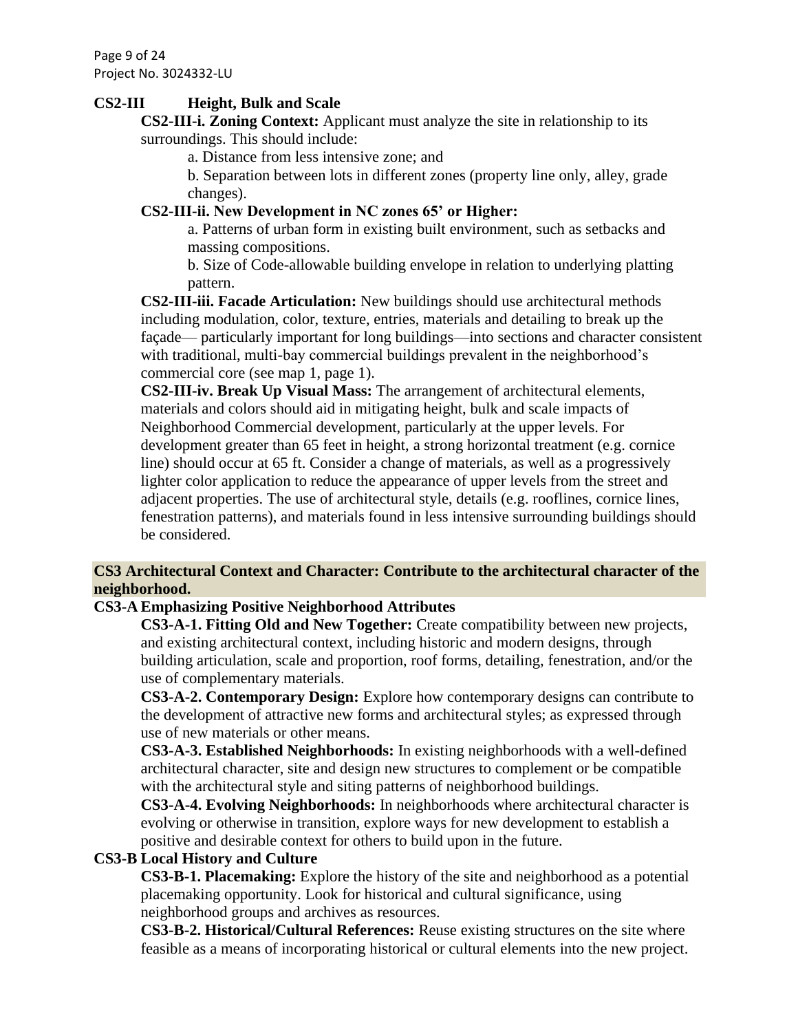### CS2-III Height, Bulk and Scale

**CS2-III-i. Zoning Context:** Applicant must analyze the site in relationship to its surroundings. This should include:

a. Distance from less intensive zone; and

b. Separation between lots in different zones (property line only, alley, grade changes).

**CS2-III-ii. New Development in NC zones 65' or Higher:**

a. Patterns of urban form in existing built environment, such as setbacks and massing compositions.

b. Size of Code-allowable building envelope in relation to underlying platting pattern.

**CS2-III-iii. Facade Articulation:** New buildings should use architectural methods including modulation, color, texture, entries, materials and detailing to break up the façade— particularly important for long buildings—into sections and character consistent with traditional, multi-bay commercial buildings prevalent in the neighborhood's commercial core (see map 1, page 1).

**CS2-III-iv. Break Up Visual Mass:** The arrangement of architectural elements, materials and colors should aid in mitigating height, bulk and scale impacts of Neighborhood Commercial development, particularly at the upper levels. For development greater than 65 feet in height, a strong horizontal treatment (e.g. cornice line) should occur at 65 ft. Consider a change of materials, as well as a progressively lighter color application to reduce the appearance of upper levels from the street and adjacent properties. The use of architectural style, details (e.g. rooflines, cornice lines, fenestration patterns), and materials found in less intensive surrounding buildings should be considered.

## CS3 Architectural Context and Character: Contribute to the architectural character of the neighborhood.

### CS3-A Emphasizing Positive Neighborhood Attributes

**CS3-A-1. Fitting Old and New Together:** Create compatibility between new projects, and existing architectural context, including historic and modern designs, through building articulation, scale and proportion, roof forms, detailing, fenestration, and/or the use of complementary materials.

**CS3-A-2. Contemporary Design:** Explore how contemporary designs can contribute to the development of attractive new forms and architectural styles; as expressed through use of new materials or other means.

**CS3-A-3. Established Neighborhoods:** In existing neighborhoods with a well-defined architectural character, site and design new structures to complement or be compatible with the architectural style and siting patterns of neighborhood buildings.

**CS3-A-4. Evolving Neighborhoods:** In neighborhoods where architectural character is evolving or otherwise in transition, explore ways for new development to establish a positive and desirable context for others to build upon in the future.

### CS3-B Local History and Culture

**CS3-B-1. Placemaking:** Explore the history of the site and neighborhood as a potential placemaking opportunity. Look for historical and cultural significance, using neighborhood groups and archives as resources.

**CS3-B-2. Historical/Cultural References:** Reuse existing structures on the site where feasible as a means of incorporating historical or cultural elements into the new project.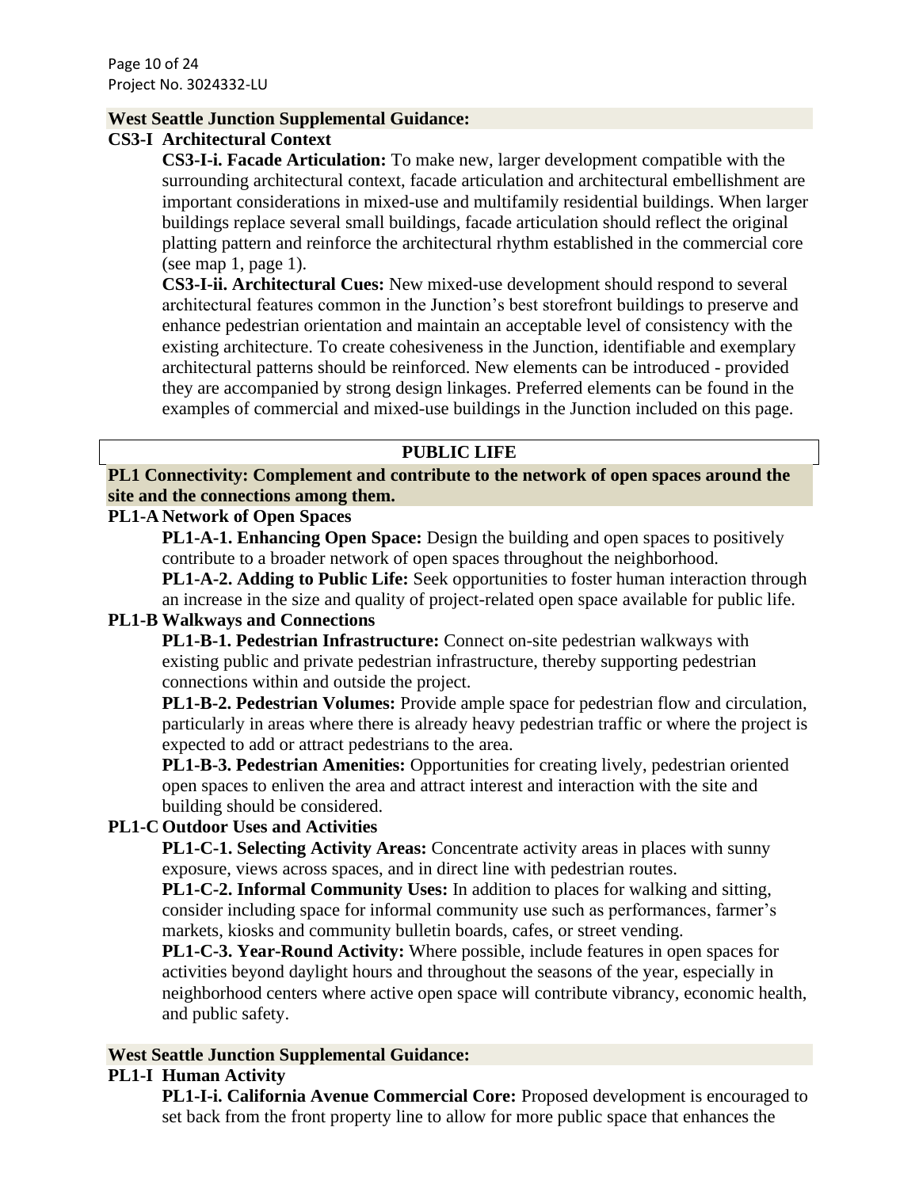**West Seattle Junction Supplemental Guidance:**

**CS3-I Architectural Context**

**CS3-I-i. Facade Articulation:** To make new, larger development compatible with the surrounding architectural context, facade articulation and architectural embellishment are important considerations in mixed-use and multifamily residential buildings. When larger buildings replace several small buildings, facade articulation should reflect the original platting pattern and reinforce the architectural rhythm established in the commercial core (see map 1, page 1).

**CS3-I-ii. Architectural Cues:** New mixed-use development should respond to several architectural features common in the Junction's best storefront buildings to preserve and enhance pedestrian orientation and maintain an acceptable level of consistency with the existing architecture. To create cohesiveness in the Junction, identifiable and exemplary architectural patterns should be reinforced. New elements can be introduced - provided they are accompanied by strong design linkages. Preferred elements can be found in the examples of commercial and mixed-use buildings in the Junction included on this page.

## PUBLIC LIFE

**PL1 Connectivity: Complement and contribute to the network of open spaces around the site and the connections among them.**

**PL1-A Network of Open Spaces**

**PL1-A-1. Enhancing Open Space:** Design the building and open spaces to positively contribute to a broader network of open spaces throughout the neighborhood.

**PL1-A-2. Adding to Public Life:** Seek opportunities to foster human interaction through an increase in the size and quality of project-related open space available for public life.

**PL1-B Walkways and Connections**

**PL1-B-1. Pedestrian Infrastructure:** Connect on-site pedestrian walkways with existing public and private pedestrian infrastructure, thereby supporting pedestrian connections within and outside the project.

**PL1-B-2. Pedestrian Volumes:** Provide ample space for pedestrian flow and circulation, particularly in areas where there is already heavy pedestrian traffic or where the project is expected to add or attract pedestrians to the area.

**PL1-B-3. Pedestrian Amenities:** Opportunities for creating lively, pedestrian oriented open spaces to enliven the area and attract interest and interaction with the site and building should be considered.

**PL1-C Outdoor Uses and Activities**

**PL1-C-1. Selecting Activity Areas:** Concentrate activity areas in places with sunny exposure, views across spaces, and in direct line with pedestrian routes.

**PL1-C-2. Informal Community Uses:** In addition to places for walking and sitting, consider including space for informal community use such as performances, farmer's markets, kiosks and community bulletin boards, cafes, or street vending.

**PL1-C-3. Year-Round Activity:** Where possible, include features in open spaces for activities beyond daylight hours and throughout the seasons of the year, especially in neighborhood centers where active open space will contribute vibrancy, economic health, and public safety.

**West Seattle Junction Supplemental Guidance:**

**PL1-I Human Activity**

**PL1-I-i. California Avenue Commercial Core:** Proposed development is encouraged to set back from the front property line to allow for more public space that enhances the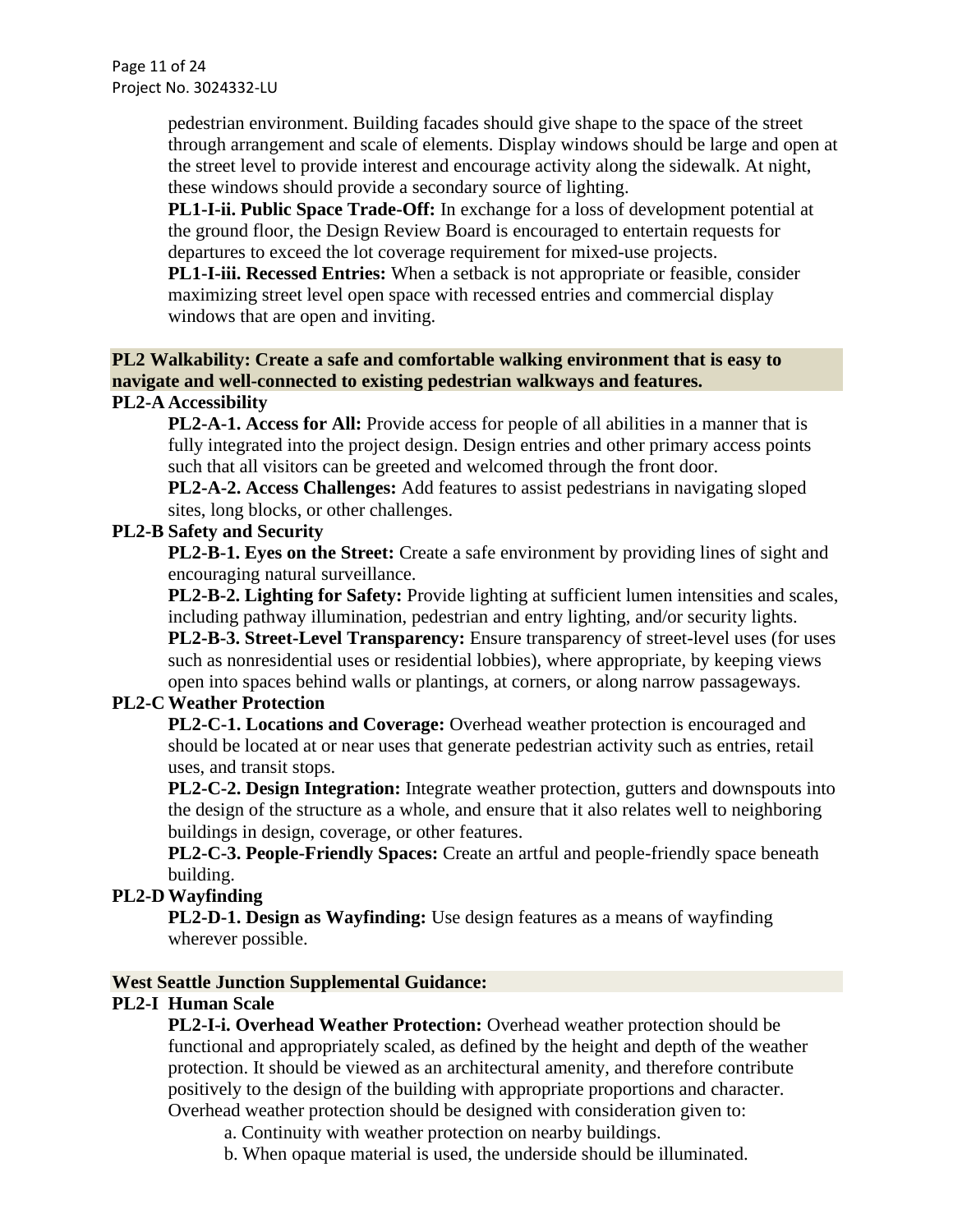pedestrian environment. Building facades should give shape to the space of the street through arrangement and scale of elements. Display windows should be large and open at the street level to provide interest and encourage activity along the sidewalk. At night, these windows should provide a secondary source of lighting.

**PL1-I-ii. Public Space Trade-Off:** In exchange for a loss of development potential at the ground floor, the Design Review Board is encouraged to entertain requests for departures to exceed the lot coverage requirement for mixed-use projects.

**PL1-I-iii. Recessed Entries:** When a setback is not appropriate or feasible, consider maximizing street level open space with recessed entries and commercial display windows that are open and inviting.

**PL2 Walkability: Create a safe and comfortable walking environment that is easy to navigate and well-connected to existing pedestrian walkways and features.**

**PL2-A Accessibility**

**PL2-A-1. Access for All:** Provide access for people of all abilities in a manner that is fully integrated into the project design. Design entries and other primary access points such that all visitors can be greeted and welcomed through the front door.

**PL2-A-2. Access Challenges:** Add features to assist pedestrians in navigating sloped sites, long blocks, or other challenges.

**PL2-B Safety and Security**

**PL2-B-1. Eyes on the Street:** Create a safe environment by providing lines of sight and encouraging natural surveillance.

**PL2-B-2. Lighting for Safety:** Provide lighting at sufficient lumen intensities and scales, including pathway illumination, pedestrian and entry lighting, and/or security lights.

**PL2-B-3. Street-Level Transparency:** Ensure transparency of street-level uses (for uses such as nonresidential uses or residential lobbies), where appropriate, by keeping views open into spaces behind walls or plantings, at corners, or along narrow passageways.

**PL2-C Weather Protection**

**PL2-C-1. Locations and Coverage:** Overhead weather protection is encouraged and should be located at or near uses that generate pedestrian activity such as entries, retail uses, and transit stops.

**PL2-C-2. Design Integration:** Integrate weather protection, gutters and downspouts into the design of the structure as a whole, and ensure that it also relates well to neighboring buildings in design, coverage, or other features.

**PL2-C-3. People-Friendly Spaces:** Create an artful and people-friendly space beneath building.

**PL2-D Wayfinding**

**PL2-D-1. Design as Wayfinding:** Use design features as a means of wayfinding wherever possible.

**West Seattle Junction Supplemental Guidance:**

**PL2-I Human Scale**

**PL2-I-i. Overhead Weather Protection:** Overhead weather protection should be functional and appropriately scaled, as defined by the height and depth of the weather protection. It should be viewed as an architectural amenity, and therefore contribute positively to the design of the building with appropriate proportions and character. Overhead weather protection should be designed with consideration given to:

a. Continuity with weather protection on nearby buildings.

b. When opaque material is used, the underside should be illuminated.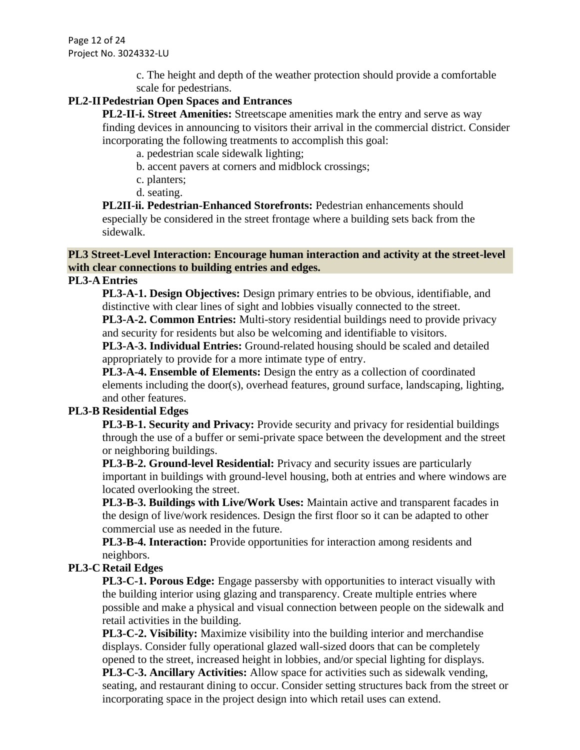c. The height and depth of the weather protection should provide a comfortable scale for pedestrians.

**PL2-II Pedestrian Open Spaces and Entrances**

**PL2-II-i. Street Amenities:** Streetscape amenities mark the entry and serve as way finding devices in announcing to visitors their arrival in the commercial district. Consider incorporating the following treatments to accomplish this goal:

a. pedestrian scale sidewalk lighting;
b. accent pavers at corners and midblock crossings;
c. planters;
d. seating.

**PL2II-ii. Pedestrian-Enhanced Storefronts:** Pedestrian enhancements should especially be considered in the street frontage where a building sets back from the sidewalk.

**PL3 Street-Level Interaction: Encourage human interaction and activity at the street-level with clear connections to building entries and edges.**

**PL3-A Entries**

**PL3-A-1. Design Objectives:** Design primary entries to be obvious, identifiable, and distinctive with clear lines of sight and lobbies visually connected to the street.

**PL3-A-2. Common Entries:** Multi-story residential buildings need to provide privacy and security for residents but also be welcoming and identifiable to visitors.

**PL3-A-3. Individual Entries:** Ground-related housing should be scaled and detailed appropriately to provide for a more intimate type of entry.

**PL3-A-4. Ensemble of Elements:** Design the entry as a collection of coordinated elements including the door(s), overhead features, ground surface, landscaping, lighting, and other features.

**PL3-B Residential Edges**

**PL3-B-1. Security and Privacy:** Provide security and privacy for residential buildings through the use of a buffer or semi-private space between the development and the street or neighboring buildings.

**PL3-B-2. Ground-level Residential:** Privacy and security issues are particularly important in buildings with ground-level housing, both at entries and where windows are located overlooking the street.

**PL3-B-3. Buildings with Live/Work Uses:** Maintain active and transparent facades in the design of live/work residences. Design the first floor so it can be adapted to other commercial use as needed in the future.

**PL3-B-4. Interaction:** Provide opportunities for interaction among residents and neighbors.

**PL3-C Retail Edges**

**PL3-C-1. Porous Edge:** Engage passersby with opportunities to interact visually with the building interior using glazing and transparency. Create multiple entries where possible and make a physical and visual connection between people on the sidewalk and retail activities in the building.

**PL3-C-2. Visibility:** Maximize visibility into the building interior and merchandise displays. Consider fully operational glazed wall-sized doors that can be completely opened to the street, increased height in lobbies, and/or special lighting for displays.

**PL3-C-3. Ancillary Activities:** Allow space for activities such as sidewalk vending, seating, and restaurant dining to occur. Consider setting structures back from the street or incorporating space in the project design into which retail uses can extend.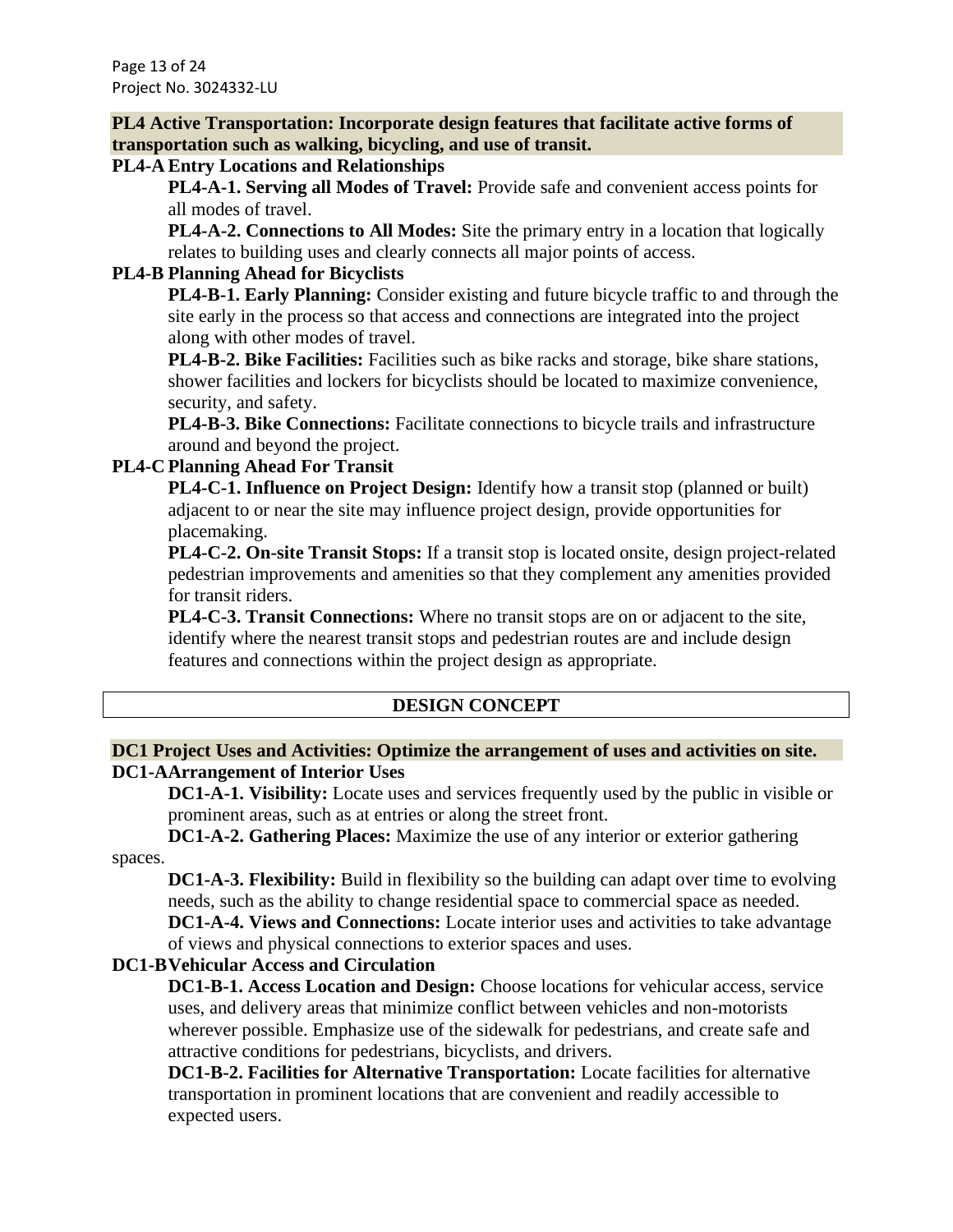**PL4 Active Transportation: Incorporate design features that facilitate active forms of transportation such as walking, bicycling, and use of transit.**

**PL4-A Entry Locations and Relationships**

**PL4-A-1. Serving all Modes of Travel:** Provide safe and convenient access points for all modes of travel.

**PL4-A-2. Connections to All Modes:** Site the primary entry in a location that logically relates to building uses and clearly connects all major points of access.

**PL4-B Planning Ahead for Bicyclists**

**PL4-B-1. Early Planning:** Consider existing and future bicycle traffic to and through the site early in the process so that access and connections are integrated into the project along with other modes of travel.

**PL4-B-2. Bike Facilities:** Facilities such as bike racks and storage, bike share stations, shower facilities and lockers for bicyclists should be located to maximize convenience, security, and safety.

**PL4-B-3. Bike Connections:** Facilitate connections to bicycle trails and infrastructure around and beyond the project.

**PL4-C Planning Ahead For Transit**

**PL4-C-1. Influence on Project Design:** Identify how a transit stop (planned or built) adjacent to or near the site may influence project design, provide opportunities for placemaking.

**PL4-C-2. On-site Transit Stops:** If a transit stop is located onsite, design project-related pedestrian improvements and amenities so that they complement any amenities provided for transit riders.

**PL4-C-3. Transit Connections:** Where no transit stops are on or adjacent to the site, identify where the nearest transit stops and pedestrian routes are and include design features and connections within the project design as appropriate.

## DESIGN CONCEPT

**DC1 Project Uses and Activities: Optimize the arrangement of uses and activities on site.**

**DC1-A Arrangement of Interior Uses**

**DC1-A-1. Visibility:** Locate uses and services frequently used by the public in visible or prominent areas, such as at entries or along the street front.

**DC1-A-2. Gathering Places:** Maximize the use of any interior or exterior gathering spaces.

**DC1-A-3. Flexibility:** Build in flexibility so the building can adapt over time to evolving needs, such as the ability to change residential space to commercial space as needed.

**DC1-A-4. Views and Connections:** Locate interior uses and activities to take advantage of views and physical connections to exterior spaces and uses.

**DC1-B Vehicular Access and Circulation**

**DC1-B-1. Access Location and Design:** Choose locations for vehicular access, service uses, and delivery areas that minimize conflict between vehicles and non-motorists wherever possible. Emphasize use of the sidewalk for pedestrians, and create safe and attractive conditions for pedestrians, bicyclists, and drivers.

**DC1-B-2. Facilities for Alternative Transportation:** Locate facilities for alternative transportation in prominent locations that are convenient and readily accessible to expected users.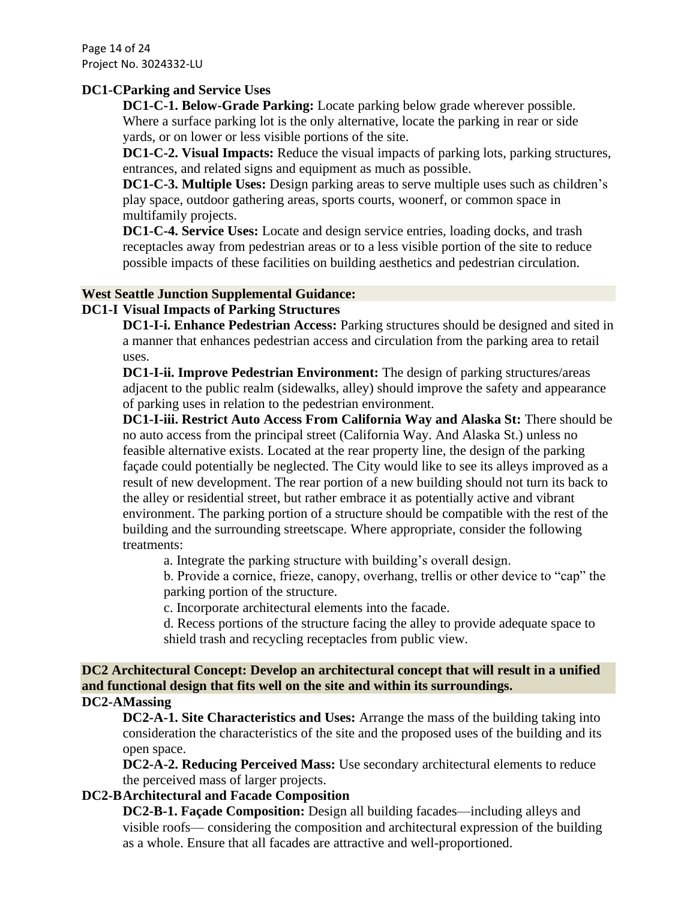**DC1-C Parking and Service Uses**

**DC1-C-1. Below-Grade Parking:** Locate parking below grade wherever possible. Where a surface parking lot is the only alternative, locate the parking in rear or side yards, or on lower or less visible portions of the site.

**DC1-C-2. Visual Impacts:** Reduce the visual impacts of parking lots, parking structures, entrances, and related signs and equipment as much as possible.

**DC1-C-3. Multiple Uses:** Design parking areas to serve multiple uses such as children's play space, outdoor gathering areas, sports courts, woonerf, or common space in multifamily projects.

**DC1-C-4. Service Uses:** Locate and design service entries, loading docks, and trash receptacles away from pedestrian areas or to a less visible portion of the site to reduce possible impacts of these facilities on building aesthetics and pedestrian circulation.

**West Seattle Junction Supplemental Guidance:**

**DC1-I Visual Impacts of Parking Structures**

**DC1-I-i. Enhance Pedestrian Access:** Parking structures should be designed and sited in a manner that enhances pedestrian access and circulation from the parking area to retail uses.

**DC1-I-ii. Improve Pedestrian Environment:** The design of parking structures/areas adjacent to the public realm (sidewalks, alley) should improve the safety and appearance of parking uses in relation to the pedestrian environment.

**DC1-I-iii. Restrict Auto Access From California Way and Alaska St:** There should be no auto access from the principal street (California Way. And Alaska St.) unless no feasible alternative exists. Located at the rear property line, the design of the parking façade could potentially be neglected. The City would like to see its alleys improved as a result of new development. The rear portion of a new building should not turn its back to the alley or residential street, but rather embrace it as potentially active and vibrant environment. The parking portion of a structure should be compatible with the rest of the building and the surrounding streetscape. Where appropriate, consider the following treatments:

a. Integrate the parking structure with building's overall design.

b. Provide a cornice, frieze, canopy, overhang, trellis or other device to "cap" the parking portion of the structure.

c. Incorporate architectural elements into the facade.

d. Recess portions of the structure facing the alley to provide adequate space to shield trash and recycling receptacles from public view.

**DC2 Architectural Concept: Develop an architectural concept that will result in a unified and functional design that fits well on the site and within its surroundings.**

**DC2-A Massing**

**DC2-A-1. Site Characteristics and Uses:** Arrange the mass of the building taking into consideration the characteristics of the site and the proposed uses of the building and its open space.

**DC2-A-2. Reducing Perceived Mass:** Use secondary architectural elements to reduce the perceived mass of larger projects.

**DC2-B Architectural and Facade Composition**

**DC2-B-1. Façade Composition:** Design all building facades—including alleys and visible roofs— considering the composition and architectural expression of the building as a whole. Ensure that all facades are attractive and well-proportioned.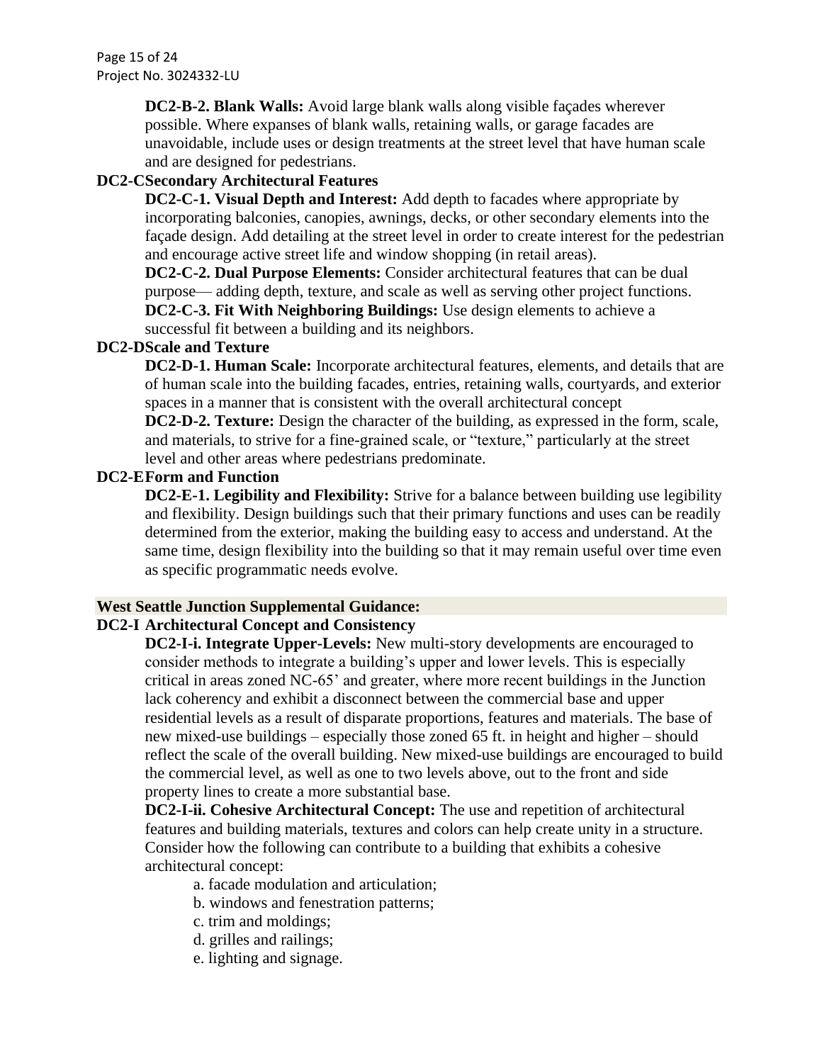**DC2-B-2. Blank Walls:** Avoid large blank walls along visible façades wherever possible. Where expanses of blank walls, retaining walls, or garage facades are unavoidable, include uses or design treatments at the street level that have human scale and are designed for pedestrians.

**DC2-C Secondary Architectural Features**

**DC2-C-1. Visual Depth and Interest:** Add depth to facades where appropriate by incorporating balconies, canopies, awnings, decks, or other secondary elements into the façade design. Add detailing at the street level in order to create interest for the pedestrian and encourage active street life and window shopping (in retail areas).

**DC2-C-2. Dual Purpose Elements:** Consider architectural features that can be dual purpose— adding depth, texture, and scale as well as serving other project functions.

**DC2-C-3. Fit With Neighboring Buildings:** Use design elements to achieve a successful fit between a building and its neighbors.

**DC2-D Scale and Texture**

**DC2-D-1. Human Scale:** Incorporate architectural features, elements, and details that are of human scale into the building facades, entries, retaining walls, courtyards, and exterior spaces in a manner that is consistent with the overall architectural concept

**DC2-D-2. Texture:** Design the character of the building, as expressed in the form, scale, and materials, to strive for a fine-grained scale, or "texture," particularly at the street level and other areas where pedestrians predominate.

**DC2-E Form and Function**

**DC2-E-1. Legibility and Flexibility:** Strive for a balance between building use legibility and flexibility. Design buildings such that their primary functions and uses can be readily determined from the exterior, making the building easy to access and understand. At the same time, design flexibility into the building so that it may remain useful over time even as specific programmatic needs evolve.

**West Seattle Junction Supplemental Guidance:**

**DC2-I Architectural Concept and Consistency**

**DC2-I-i. Integrate Upper-Levels:** New multi-story developments are encouraged to consider methods to integrate a building's upper and lower levels. This is especially critical in areas zoned NC-65' and greater, where more recent buildings in the Junction lack coherency and exhibit a disconnect between the commercial base and upper residential levels as a result of disparate proportions, features and materials. The base of new mixed-use buildings – especially those zoned 65 ft. in height and higher – should reflect the scale of the overall building. New mixed-use buildings are encouraged to build the commercial level, as well as one to two levels above, out to the front and side property lines to create a more substantial base.

**DC2-I-ii. Cohesive Architectural Concept:** The use and repetition of architectural features and building materials, textures and colors can help create unity in a structure. Consider how the following can contribute to a building that exhibits a cohesive architectural concept:

a. facade modulation and articulation;
b. windows and fenestration patterns;
c. trim and moldings;
d. grilles and railings;
e. lighting and signage.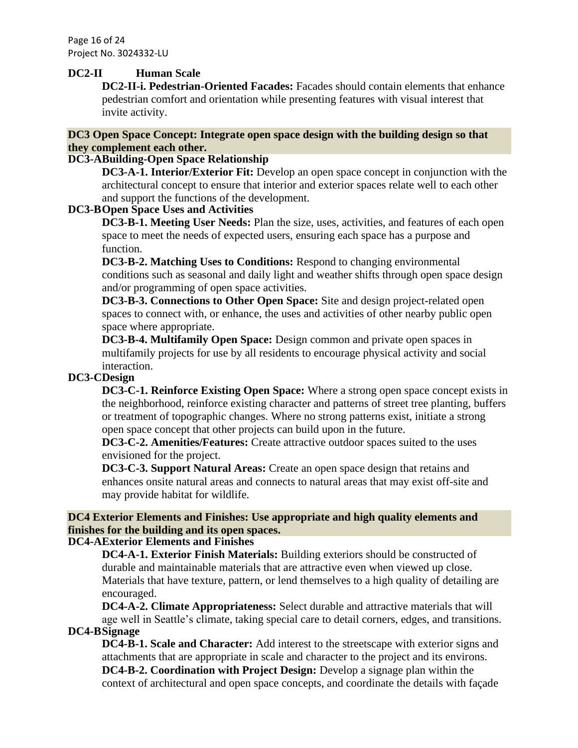**DC2-II Human Scale**

**DC2-II-i. Pedestrian-Oriented Facades:** Facades should contain elements that enhance pedestrian comfort and orientation while presenting features with visual interest that invite activity.

**DC3 Open Space Concept: Integrate open space design with the building design so that they complement each other.**

**DC3-A Building-Open Space Relationship**

**DC3-A-1. Interior/Exterior Fit:** Develop an open space concept in conjunction with the architectural concept to ensure that interior and exterior spaces relate well to each other and support the functions of the development.

**DC3-B Open Space Uses and Activities**

**DC3-B-1. Meeting User Needs:** Plan the size, uses, activities, and features of each open space to meet the needs of expected users, ensuring each space has a purpose and function.

**DC3-B-2. Matching Uses to Conditions:** Respond to changing environmental conditions such as seasonal and daily light and weather shifts through open space design and/or programming of open space activities.

**DC3-B-3. Connections to Other Open Space:** Site and design project-related open spaces to connect with, or enhance, the uses and activities of other nearby public open space where appropriate.

**DC3-B-4. Multifamily Open Space:** Design common and private open spaces in multifamily projects for use by all residents to encourage physical activity and social interaction.

**DC3-C Design**

**DC3-C-1. Reinforce Existing Open Space:** Where a strong open space concept exists in the neighborhood, reinforce existing character and patterns of street tree planting, buffers or treatment of topographic changes. Where no strong patterns exist, initiate a strong open space concept that other projects can build upon in the future.

**DC3-C-2. Amenities/Features:** Create attractive outdoor spaces suited to the uses envisioned for the project.

**DC3-C-3. Support Natural Areas:** Create an open space design that retains and enhances onsite natural areas and connects to natural areas that may exist off-site and may provide habitat for wildlife.

**DC4 Exterior Elements and Finishes: Use appropriate and high quality elements and finishes for the building and its open spaces.**

**DC4-A Exterior Elements and Finishes**

**DC4-A-1. Exterior Finish Materials:** Building exteriors should be constructed of durable and maintainable materials that are attractive even when viewed up close. Materials that have texture, pattern, or lend themselves to a high quality of detailing are encouraged.

**DC4-A-2. Climate Appropriateness:** Select durable and attractive materials that will age well in Seattle's climate, taking special care to detail corners, edges, and transitions.

**DC4-B Signage**

**DC4-B-1. Scale and Character:** Add interest to the streetscape with exterior signs and attachments that are appropriate in scale and character to the project and its environs.

**DC4-B-2. Coordination with Project Design:** Develop a signage plan within the context of architectural and open space concepts, and coordinate the details with façade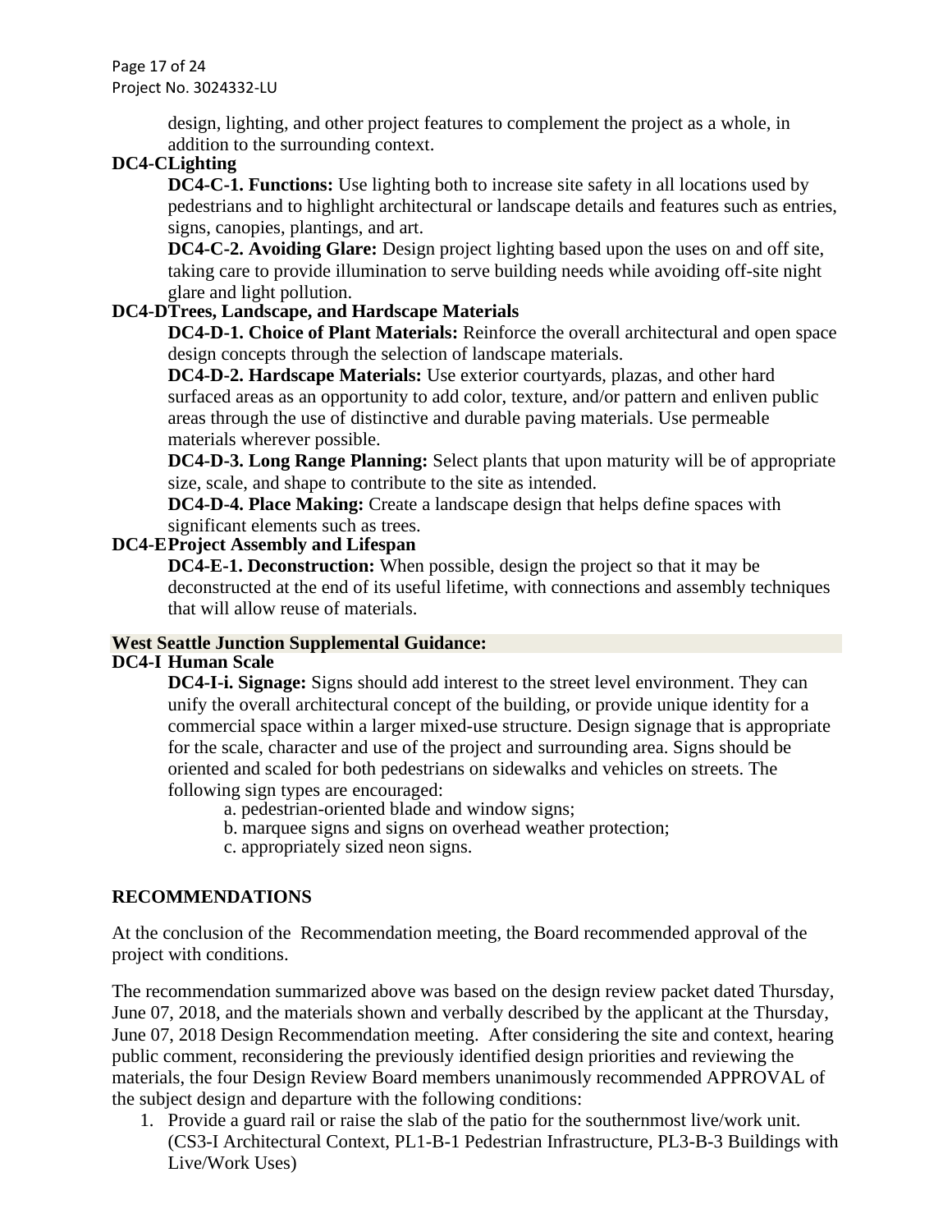design, lighting, and other project features to complement the project as a whole, in addition to the surrounding context.

**DC4-C Lighting**

**DC4-C-1. Functions:** Use lighting both to increase site safety in all locations used by pedestrians and to highlight architectural or landscape details and features such as entries, signs, canopies, plantings, and art.

**DC4-C-2. Avoiding Glare:** Design project lighting based upon the uses on and off site, taking care to provide illumination to serve building needs while avoiding off-site night glare and light pollution.

**DC4-D Trees, Landscape, and Hardscape Materials**

**DC4-D-1. Choice of Plant Materials:** Reinforce the overall architectural and open space design concepts through the selection of landscape materials.

**DC4-D-2. Hardscape Materials:** Use exterior courtyards, plazas, and other hard surfaced areas as an opportunity to add color, texture, and/or pattern and enliven public areas through the use of distinctive and durable paving materials. Use permeable materials wherever possible.

**DC4-D-3. Long Range Planning:** Select plants that upon maturity will be of appropriate size, scale, and shape to contribute to the site as intended.

**DC4-D-4. Place Making:** Create a landscape design that helps define spaces with significant elements such as trees.

**DC4-E Project Assembly and Lifespan**

**DC4-E-1. Deconstruction:** When possible, design the project so that it may be deconstructed at the end of its useful lifetime, with connections and assembly techniques that will allow reuse of materials.

**West Seattle Junction Supplemental Guidance:**

**DC4-I Human Scale**

**DC4-I-i. Signage:** Signs should add interest to the street level environment. They can unify the overall architectural concept of the building, or provide unique identity for a commercial space within a larger mixed-use structure. Design signage that is appropriate for the scale, character and use of the project and surrounding area. Signs should be oriented and scaled for both pedestrians on sidewalks and vehicles on streets. The following sign types are encouraged:

a. pedestrian-oriented blade and window signs;
b. marquee signs and signs on overhead weather protection;
c. appropriately sized neon signs.

## RECOMMENDATIONS

At the conclusion of the Recommendation meeting, the Board recommended approval of the project with conditions.

The recommendation summarized above was based on the design review packet dated Thursday, June 07, 2018, and the materials shown and verbally described by the applicant at the Thursday, June 07, 2018 Design Recommendation meeting. After considering the site and context, hearing public comment, reconsidering the previously identified design priorities and reviewing the materials, the four Design Review Board members unanimously recommended APPROVAL of the subject design and departure with the following conditions:

1. Provide a guard rail or raise the slab of the patio for the southernmost live/work unit. (CS3-I Architectural Context, PL1-B-1 Pedestrian Infrastructure, PL3-B-3 Buildings with Live/Work Uses)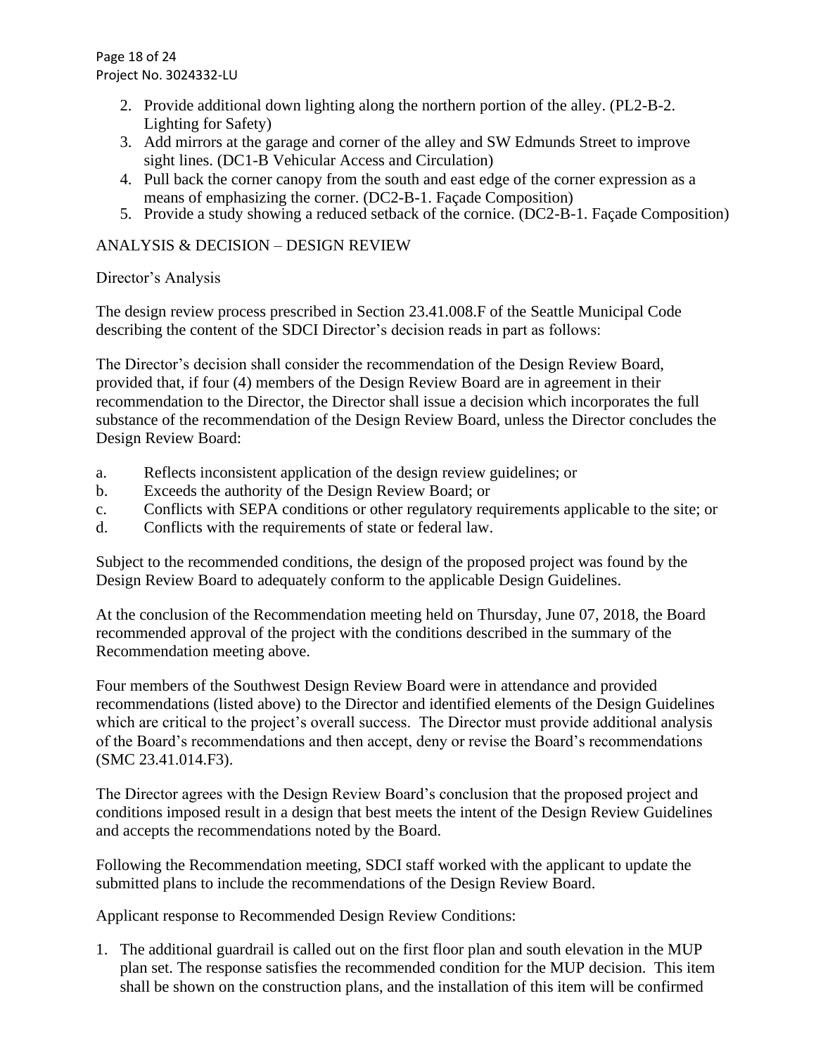2. Provide additional down lighting along the northern portion of the alley. (PL2-B-2. Lighting for Safety)
3. Add mirrors at the garage and corner of the alley and SW Edmunds Street to improve sight lines. (DC1-B Vehicular Access and Circulation)
4. Pull back the corner canopy from the south and east edge of the corner expression as a means of emphasizing the corner. (DC2-B-1. Façade Composition)
5. Provide a study showing a reduced setback of the cornice. (DC2-B-1. Façade Composition)

## ANALYSIS & DECISION – DESIGN REVIEW

Director's Analysis

The design review process prescribed in Section 23.41.008.F of the Seattle Municipal Code describing the content of the SDCI Director's decision reads in part as follows:

The Director's decision shall consider the recommendation of the Design Review Board, provided that, if four (4) members of the Design Review Board are in agreement in their recommendation to the Director, the Director shall issue a decision which incorporates the full substance of the recommendation of the Design Review Board, unless the Director concludes the Design Review Board:

a. Reflects inconsistent application of the design review guidelines; or
b. Exceeds the authority of the Design Review Board; or
c. Conflicts with SEPA conditions or other regulatory requirements applicable to the site; or
d. Conflicts with the requirements of state or federal law.

Subject to the recommended conditions, the design of the proposed project was found by the Design Review Board to adequately conform to the applicable Design Guidelines.

At the conclusion of the Recommendation meeting held on Thursday, June 07, 2018, the Board recommended approval of the project with the conditions described in the summary of the Recommendation meeting above.

Four members of the Southwest Design Review Board were in attendance and provided recommendations (listed above) to the Director and identified elements of the Design Guidelines which are critical to the project's overall success. The Director must provide additional analysis of the Board's recommendations and then accept, deny or revise the Board's recommendations (SMC 23.41.014.F3).

The Director agrees with the Design Review Board's conclusion that the proposed project and conditions imposed result in a design that best meets the intent of the Design Review Guidelines and accepts the recommendations noted by the Board.

Following the Recommendation meeting, SDCI staff worked with the applicant to update the submitted plans to include the recommendations of the Design Review Board.

Applicant response to Recommended Design Review Conditions:

1. The additional guardrail is called out on the first floor plan and south elevation in the MUP plan set. The response satisfies the recommended condition for the MUP decision. This item shall be shown on the construction plans, and the installation of this item will be confirmed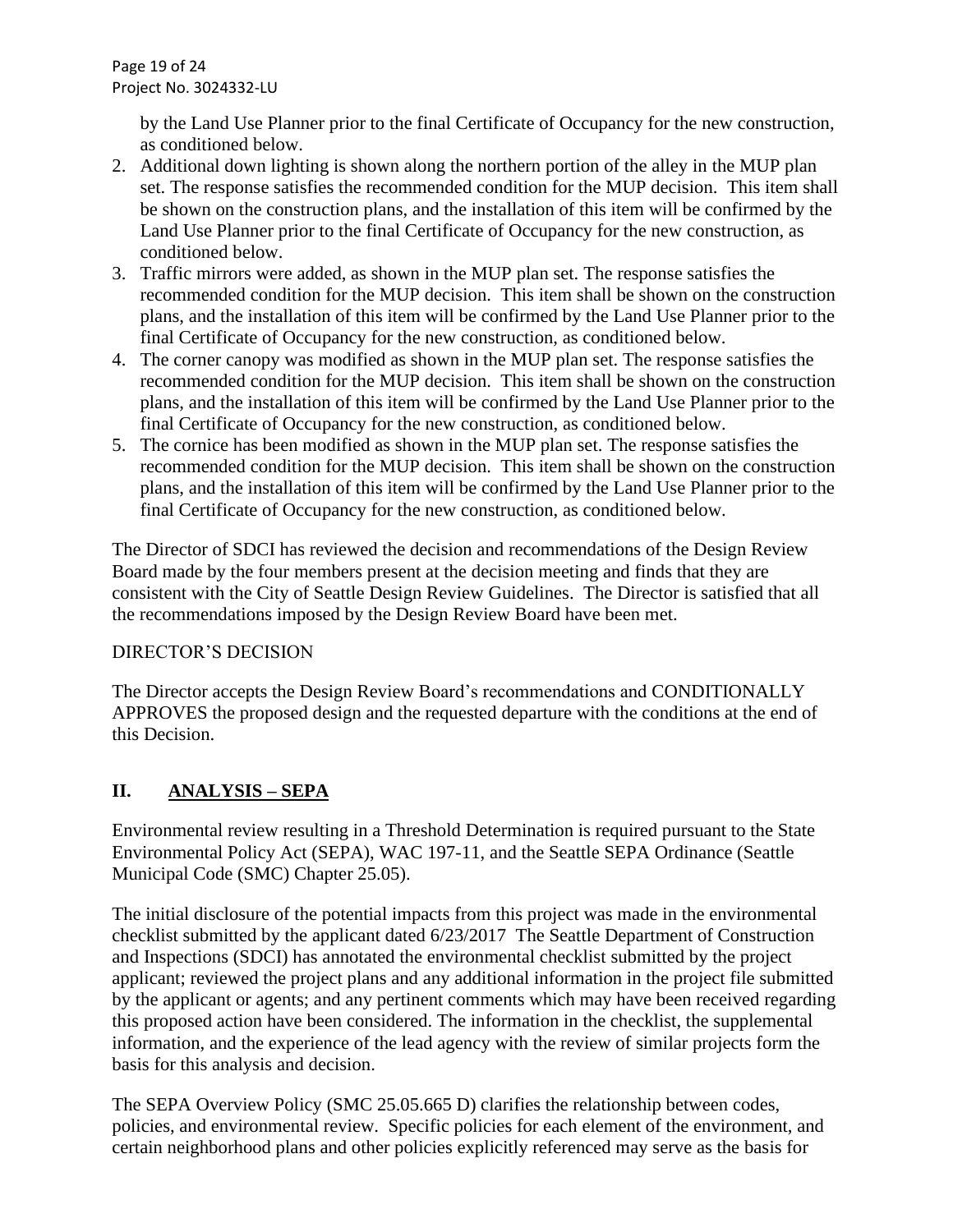by the Land Use Planner prior to the final Certificate of Occupancy for the new construction, as conditioned below.

2. Additional down lighting is shown along the northern portion of the alley in the MUP plan set. The response satisfies the recommended condition for the MUP decision. This item shall be shown on the construction plans, and the installation of this item will be confirmed by the Land Use Planner prior to the final Certificate of Occupancy for the new construction, as conditioned below.
3. Traffic mirrors were added, as shown in the MUP plan set. The response satisfies the recommended condition for the MUP decision. This item shall be shown on the construction plans, and the installation of this item will be confirmed by the Land Use Planner prior to the final Certificate of Occupancy for the new construction, as conditioned below.
4. The corner canopy was modified as shown in the MUP plan set. The response satisfies the recommended condition for the MUP decision. This item shall be shown on the construction plans, and the installation of this item will be confirmed by the Land Use Planner prior to the final Certificate of Occupancy for the new construction, as conditioned below.
5. The cornice has been modified as shown in the MUP plan set. The response satisfies the recommended condition for the MUP decision. This item shall be shown on the construction plans, and the installation of this item will be confirmed by the Land Use Planner prior to the final Certificate of Occupancy for the new construction, as conditioned below.

The Director of SDCI has reviewed the decision and recommendations of the Design Review Board made by the four members present at the decision meeting and finds that they are consistent with the City of Seattle Design Review Guidelines. The Director is satisfied that all the recommendations imposed by the Design Review Board have been met.

DIRECTOR'S DECISION

The Director accepts the Design Review Board's recommendations and CONDITIONALLY APPROVES the proposed design and the requested departure with the conditions at the end of this Decision.

## II. ANALYSIS – SEPA

Environmental review resulting in a Threshold Determination is required pursuant to the State Environmental Policy Act (SEPA), WAC 197-11, and the Seattle SEPA Ordinance (Seattle Municipal Code (SMC) Chapter 25.05).

The initial disclosure of the potential impacts from this project was made in the environmental checklist submitted by the applicant dated 6/23/2017 The Seattle Department of Construction and Inspections (SDCI) has annotated the environmental checklist submitted by the project applicant; reviewed the project plans and any additional information in the project file submitted by the applicant or agents; and any pertinent comments which may have been received regarding this proposed action have been considered. The information in the checklist, the supplemental information, and the experience of the lead agency with the review of similar projects form the basis for this analysis and decision.

The SEPA Overview Policy (SMC 25.05.665 D) clarifies the relationship between codes, policies, and environmental review. Specific policies for each element of the environment, and certain neighborhood plans and other policies explicitly referenced may serve as the basis for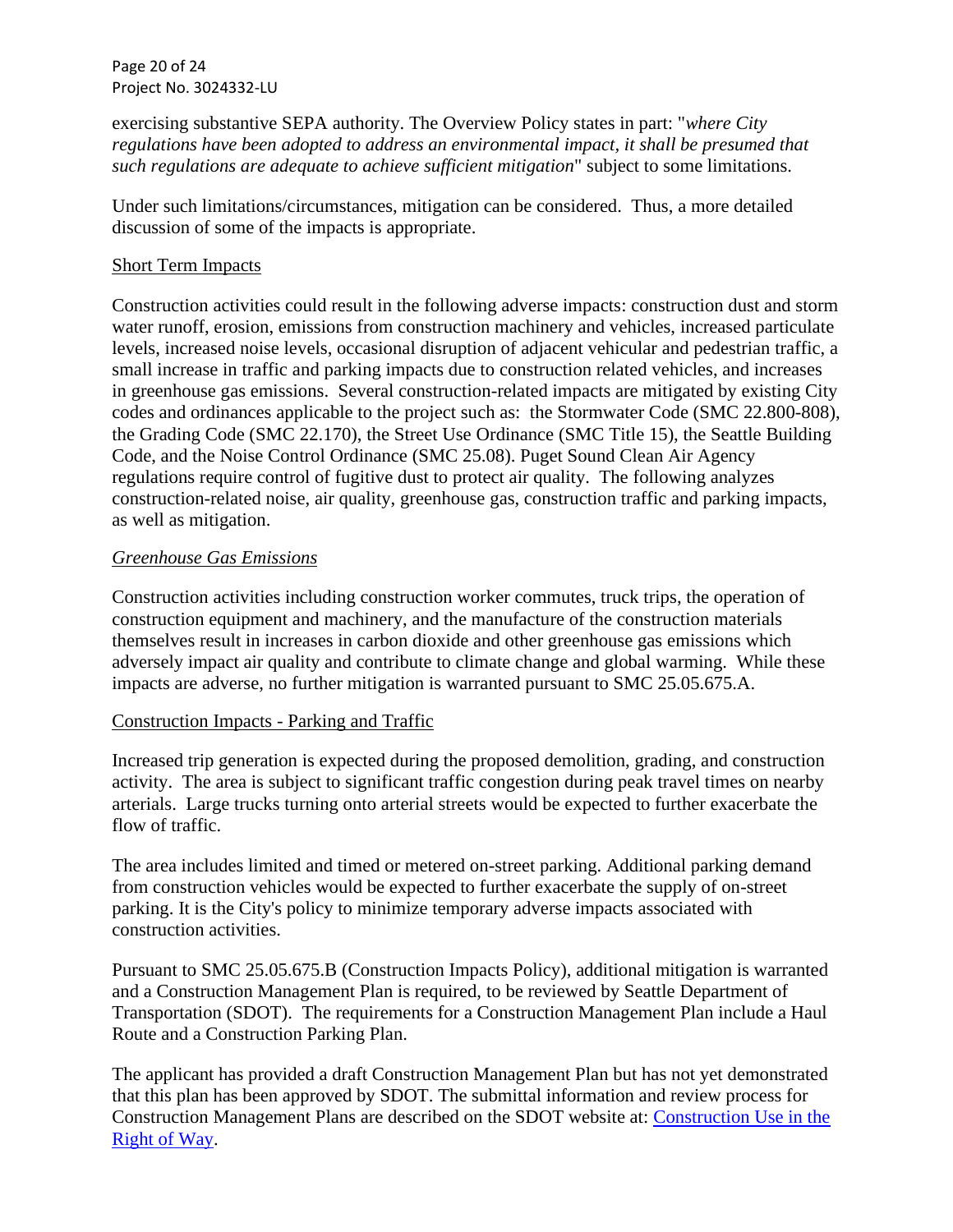exercising substantive SEPA authority. The Overview Policy states in part: "*where City regulations have been adopted to address an environmental impact, it shall be presumed that such regulations are adequate to achieve sufficient mitigation*" subject to some limitations.

Under such limitations/circumstances, mitigation can be considered. Thus, a more detailed discussion of some of the impacts is appropriate.

Short Term Impacts

Construction activities could result in the following adverse impacts: construction dust and storm water runoff, erosion, emissions from construction machinery and vehicles, increased particulate levels, increased noise levels, occasional disruption of adjacent vehicular and pedestrian traffic, a small increase in traffic and parking impacts due to construction related vehicles, and increases in greenhouse gas emissions. Several construction-related impacts are mitigated by existing City codes and ordinances applicable to the project such as: the Stormwater Code (SMC 22.800-808), the Grading Code (SMC 22.170), the Street Use Ordinance (SMC Title 15), the Seattle Building Code, and the Noise Control Ordinance (SMC 25.08). Puget Sound Clean Air Agency regulations require control of fugitive dust to protect air quality. The following analyzes construction-related noise, air quality, greenhouse gas, construction traffic and parking impacts, as well as mitigation.

*Greenhouse Gas Emissions*

Construction activities including construction worker commutes, truck trips, the operation of construction equipment and machinery, and the manufacture of the construction materials themselves result in increases in carbon dioxide and other greenhouse gas emissions which adversely impact air quality and contribute to climate change and global warming. While these impacts are adverse, no further mitigation is warranted pursuant to SMC 25.05.675.A.

Construction Impacts - Parking and Traffic

Increased trip generation is expected during the proposed demolition, grading, and construction activity. The area is subject to significant traffic congestion during peak travel times on nearby arterials. Large trucks turning onto arterial streets would be expected to further exacerbate the flow of traffic.

The area includes limited and timed or metered on-street parking. Additional parking demand from construction vehicles would be expected to further exacerbate the supply of on-street parking. It is the City's policy to minimize temporary adverse impacts associated with construction activities.

Pursuant to SMC 25.05.675.B (Construction Impacts Policy), additional mitigation is warranted and a Construction Management Plan is required, to be reviewed by Seattle Department of Transportation (SDOT). The requirements for a Construction Management Plan include a Haul Route and a Construction Parking Plan.

The applicant has provided a draft Construction Management Plan but has not yet demonstrated that this plan has been approved by SDOT. The submittal information and review process for Construction Management Plans are described on the SDOT website at: Construction Use in the Right of Way.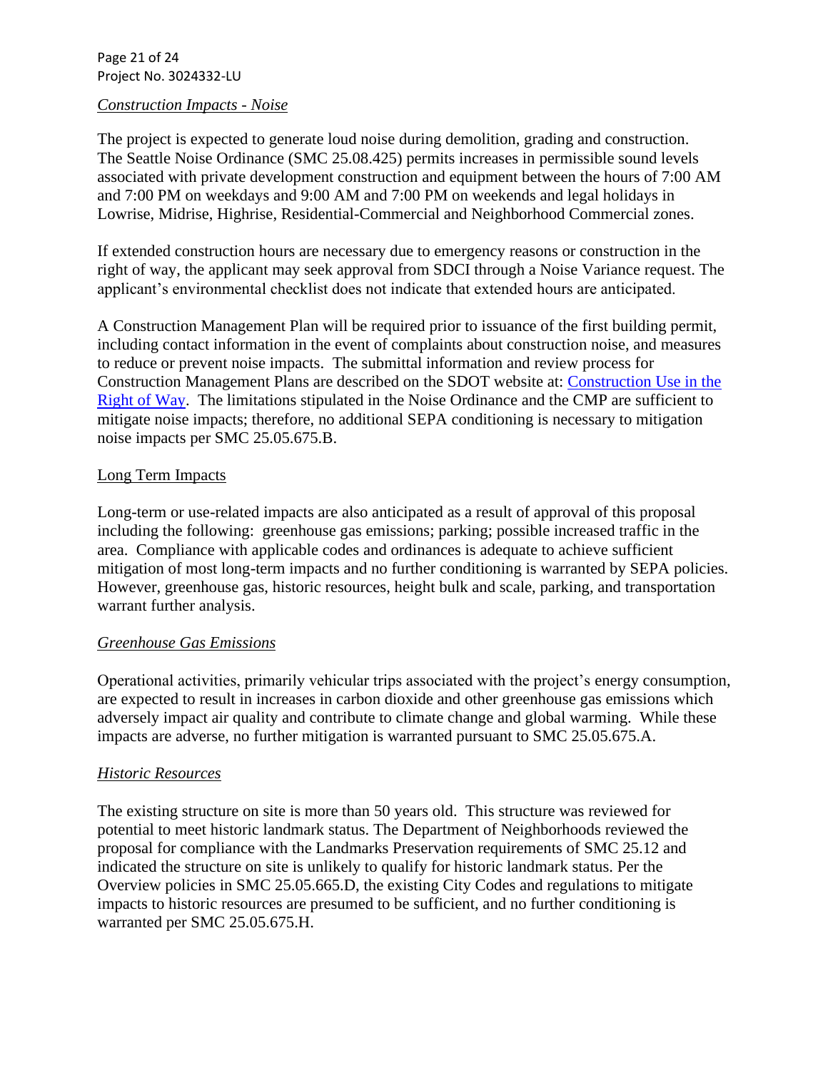*Construction Impacts - Noise*

The project is expected to generate loud noise during demolition, grading and construction. The Seattle Noise Ordinance (SMC 25.08.425) permits increases in permissible sound levels associated with private development construction and equipment between the hours of 7:00 AM and 7:00 PM on weekdays and 9:00 AM and 7:00 PM on weekends and legal holidays in Lowrise, Midrise, Highrise, Residential-Commercial and Neighborhood Commercial zones.

If extended construction hours are necessary due to emergency reasons or construction in the right of way, the applicant may seek approval from SDCI through a Noise Variance request. The applicant's environmental checklist does not indicate that extended hours are anticipated.

A Construction Management Plan will be required prior to issuance of the first building permit, including contact information in the event of complaints about construction noise, and measures to reduce or prevent noise impacts. The submittal information and review process for Construction Management Plans are described on the SDOT website at: [Construction Use in the Right of Way](). The limitations stipulated in the Noise Ordinance and the CMP are sufficient to mitigate noise impacts; therefore, no additional SEPA conditioning is necessary to mitigation noise impacts per SMC 25.05.675.B.

Long Term Impacts

Long-term or use-related impacts are also anticipated as a result of approval of this proposal including the following: greenhouse gas emissions; parking; possible increased traffic in the area. Compliance with applicable codes and ordinances is adequate to achieve sufficient mitigation of most long-term impacts and no further conditioning is warranted by SEPA policies. However, greenhouse gas, historic resources, height bulk and scale, parking, and transportation warrant further analysis.

*Greenhouse Gas Emissions*

Operational activities, primarily vehicular trips associated with the project's energy consumption, are expected to result in increases in carbon dioxide and other greenhouse gas emissions which adversely impact air quality and contribute to climate change and global warming. While these impacts are adverse, no further mitigation is warranted pursuant to SMC 25.05.675.A.

*Historic Resources*

The existing structure on site is more than 50 years old. This structure was reviewed for potential to meet historic landmark status. The Department of Neighborhoods reviewed the proposal for compliance with the Landmarks Preservation requirements of SMC 25.12 and indicated the structure on site is unlikely to qualify for historic landmark status. Per the Overview policies in SMC 25.05.665.D, the existing City Codes and regulations to mitigate impacts to historic resources are presumed to be sufficient, and no further conditioning is warranted per SMC 25.05.675.H.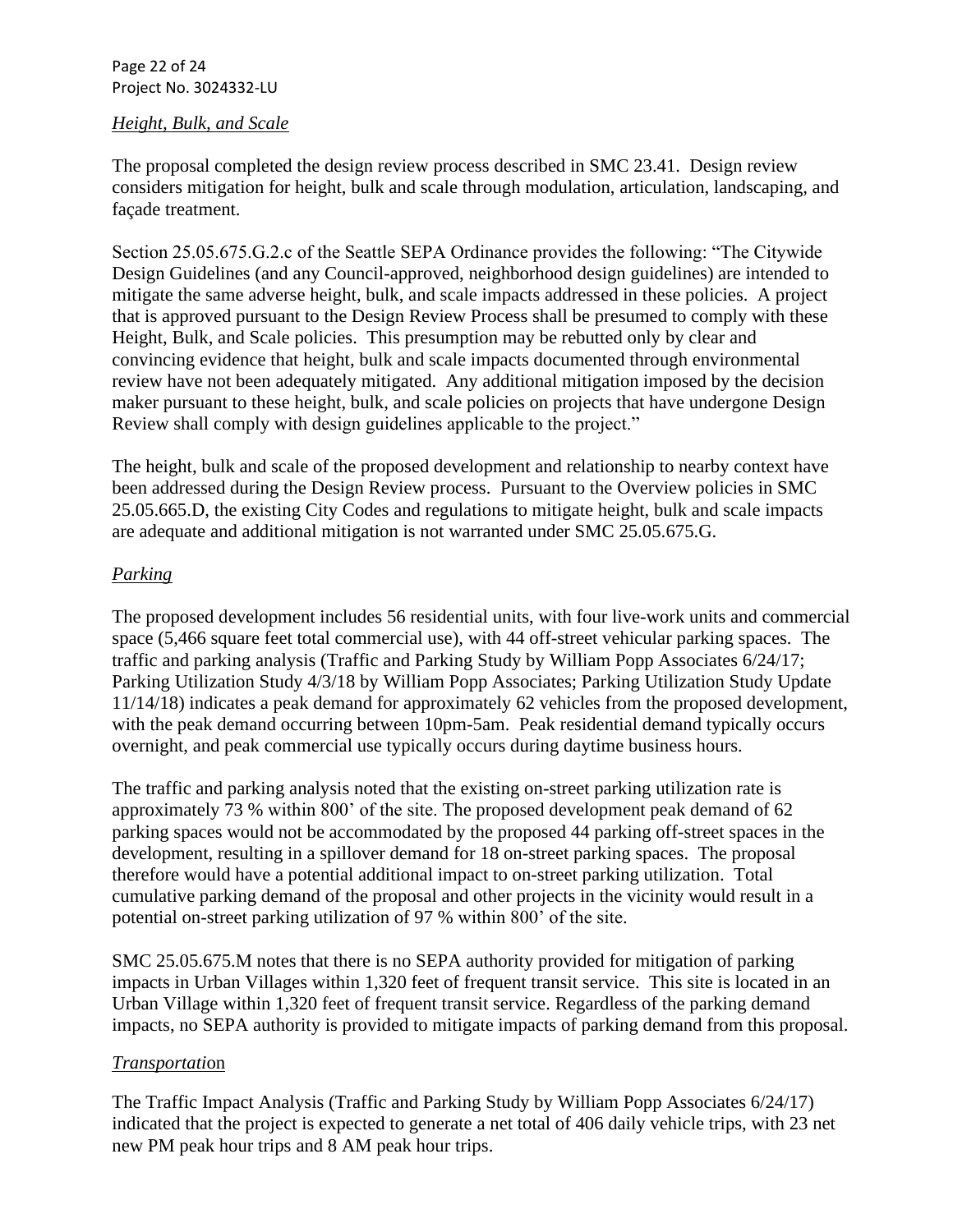*Height, Bulk, and Scale*

The proposal completed the design review process described in SMC 23.41. Design review considers mitigation for height, bulk and scale through modulation, articulation, landscaping, and façade treatment.

Section 25.05.675.G.2.c of the Seattle SEPA Ordinance provides the following: "The Citywide Design Guidelines (and any Council-approved, neighborhood design guidelines) are intended to mitigate the same adverse height, bulk, and scale impacts addressed in these policies. A project that is approved pursuant to the Design Review Process shall be presumed to comply with these Height, Bulk, and Scale policies. This presumption may be rebutted only by clear and convincing evidence that height, bulk and scale impacts documented through environmental review have not been adequately mitigated. Any additional mitigation imposed by the decision maker pursuant to these height, bulk, and scale policies on projects that have undergone Design Review shall comply with design guidelines applicable to the project."

The height, bulk and scale of the proposed development and relationship to nearby context have been addressed during the Design Review process. Pursuant to the Overview policies in SMC 25.05.665.D, the existing City Codes and regulations to mitigate height, bulk and scale impacts are adequate and additional mitigation is not warranted under SMC 25.05.675.G.

*Parking*

The proposed development includes 56 residential units, with four live-work units and commercial space (5,466 square feet total commercial use), with 44 off-street vehicular parking spaces. The traffic and parking analysis (Traffic and Parking Study by William Popp Associates 6/24/17; Parking Utilization Study 4/3/18 by William Popp Associates; Parking Utilization Study Update 11/14/18) indicates a peak demand for approximately 62 vehicles from the proposed development, with the peak demand occurring between 10pm-5am. Peak residential demand typically occurs overnight, and peak commercial use typically occurs during daytime business hours.

The traffic and parking analysis noted that the existing on-street parking utilization rate is approximately 73 % within 800' of the site. The proposed development peak demand of 62 parking spaces would not be accommodated by the proposed 44 parking off-street spaces in the development, resulting in a spillover demand for 18 on-street parking spaces. The proposal therefore would have a potential additional impact to on-street parking utilization. Total cumulative parking demand of the proposal and other projects in the vicinity would result in a potential on-street parking utilization of 97 % within 800' of the site.

SMC 25.05.675.M notes that there is no SEPA authority provided for mitigation of parking impacts in Urban Villages within 1,320 feet of frequent transit service. This site is located in an Urban Village within 1,320 feet of frequent transit service. Regardless of the parking demand impacts, no SEPA authority is provided to mitigate impacts of parking demand from this proposal.

*Transportation*

The Traffic Impact Analysis (Traffic and Parking Study by William Popp Associates 6/24/17) indicated that the project is expected to generate a net total of 406 daily vehicle trips, with 23 net new PM peak hour trips and 8 AM peak hour trips.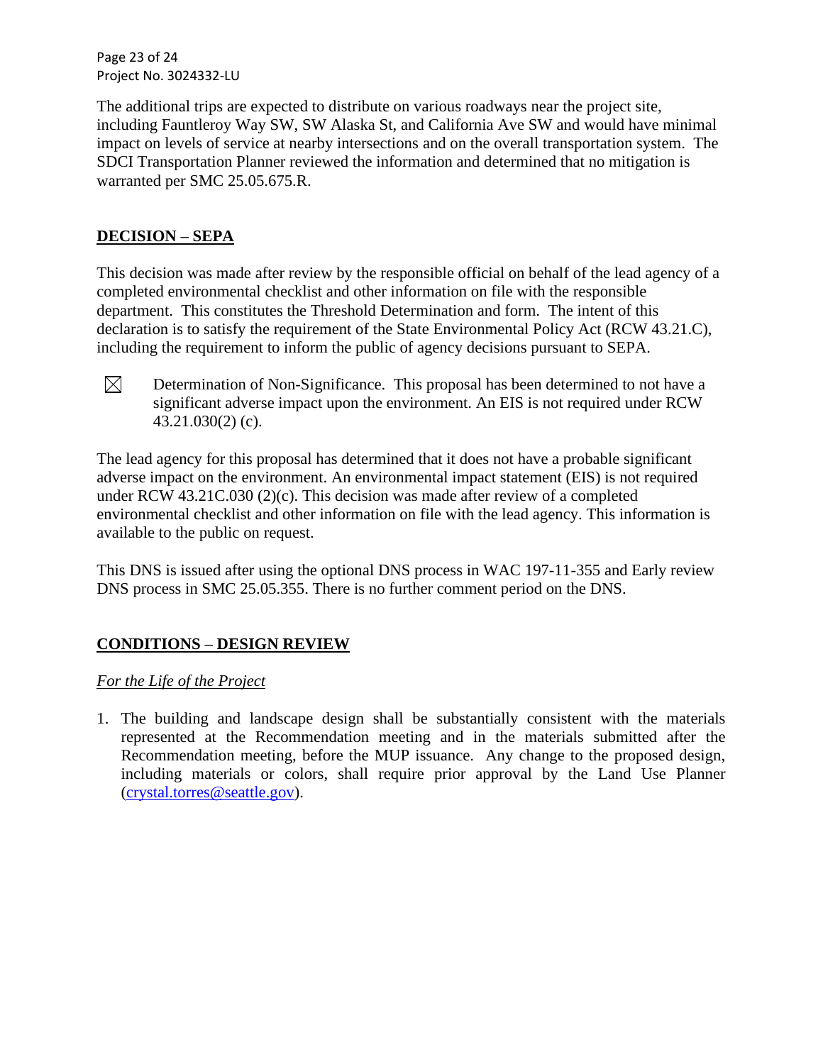The additional trips are expected to distribute on various roadways near the project site, including Fauntleroy Way SW, SW Alaska St, and California Ave SW and would have minimal impact on levels of service at nearby intersections and on the overall transportation system. The SDCI Transportation Planner reviewed the information and determined that no mitigation is warranted per SMC 25.05.675.R.

## **DECISION – SEPA**

This decision was made after review by the responsible official on behalf of the lead agency of a completed environmental checklist and other information on file with the responsible department. This constitutes the Threshold Determination and form. The intent of this declaration is to satisfy the requirement of the State Environmental Policy Act (RCW 43.21.C), including the requirement to inform the public of agency decisions pursuant to SEPA.

☒ Determination of Non-Significance. This proposal has been determined to not have a significant adverse impact upon the environment. An EIS is not required under RCW 43.21.030(2) (c).

The lead agency for this proposal has determined that it does not have a probable significant adverse impact on the environment. An environmental impact statement (EIS) is not required under RCW 43.21C.030 (2)(c). This decision was made after review of a completed environmental checklist and other information on file with the lead agency. This information is available to the public on request.

This DNS is issued after using the optional DNS process in WAC 197-11-355 and Early review DNS process in SMC 25.05.355. There is no further comment period on the DNS.

## **CONDITIONS – DESIGN REVIEW**

*For the Life of the Project*

1. The building and landscape design shall be substantially consistent with the materials represented at the Recommendation meeting and in the materials submitted after the Recommendation meeting, before the MUP issuance. Any change to the proposed design, including materials or colors, shall require prior approval by the Land Use Planner (crystal.torres@seattle.gov).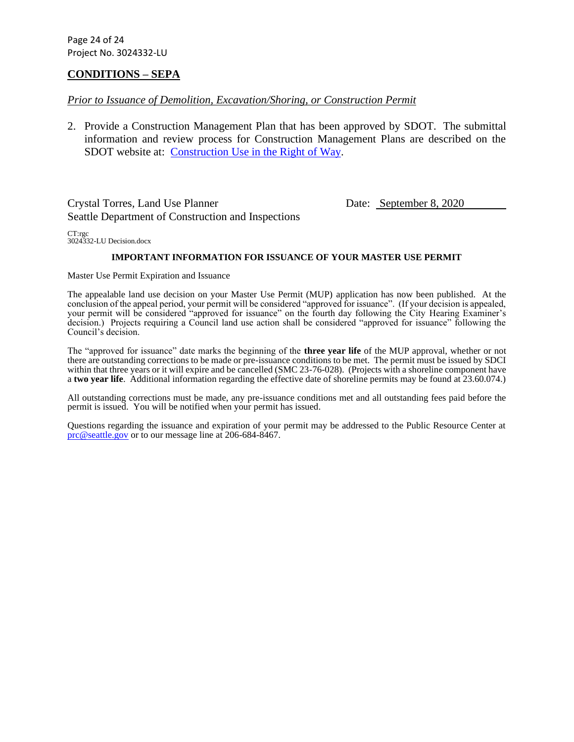## CONDITIONS – SEPA

*Prior to Issuance of Demolition, Excavation/Shoring, or Construction Permit*

2. Provide a Construction Management Plan that has been approved by SDOT. The submittal information and review process for Construction Management Plans are described on the SDOT website at: [Construction Use in the Right of Way](Construction Use in the Right of Way).

Crystal Torres, Land Use Planner  
Seattle Department of Construction and Inspections

Date: September 8, 2020

CT:rgc  
3024332-LU Decision.docx

**IMPORTANT INFORMATION FOR ISSUANCE OF YOUR MASTER USE PERMIT**

Master Use Permit Expiration and Issuance

The appealable land use decision on your Master Use Permit (MUP) application has now been published. At the conclusion of the appeal period, your permit will be considered "approved for issuance". (If your decision is appealed, your permit will be considered "approved for issuance" on the fourth day following the City Hearing Examiner's decision.) Projects requiring a Council land use action shall be considered "approved for issuance" following the Council's decision.

The "approved for issuance" date marks the beginning of the **three year life** of the MUP approval, whether or not there are outstanding corrections to be made or pre-issuance conditions to be met. The permit must be issued by SDCI within that three years or it will expire and be cancelled (SMC 23-76-028). (Projects with a shoreline component have a **two year life**. Additional information regarding the effective date of shoreline permits may be found at 23.60.074.)

All outstanding corrections must be made, any pre-issuance conditions met and all outstanding fees paid before the permit is issued. You will be notified when your permit has issued.

Questions regarding the issuance and expiration of your permit may be addressed to the Public Resource Center at prc@seattle.gov or to our message line at 206-684-8467.